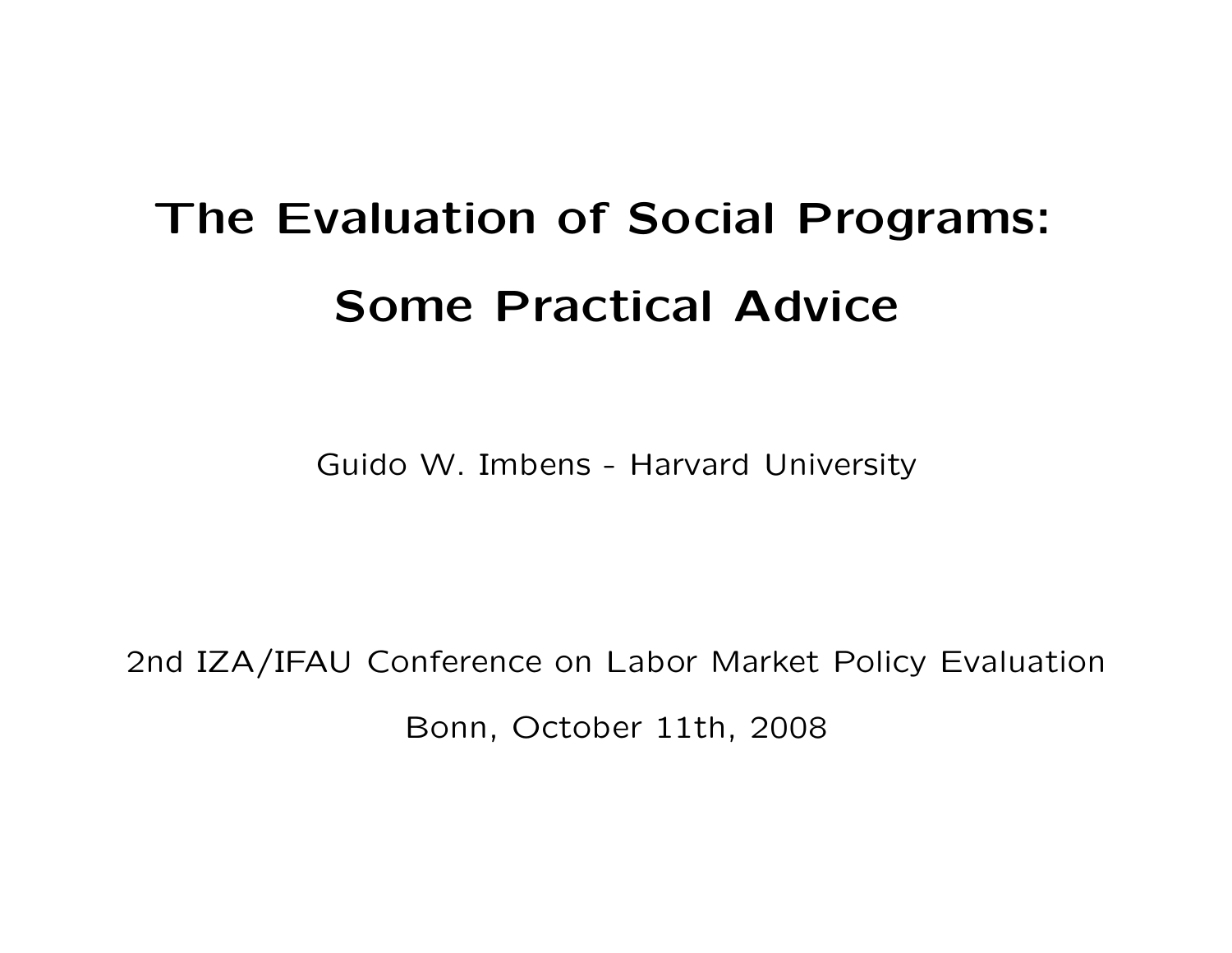# The Evaluation of Social Programs: Some Practical Advice

Guido W. Imbens - Harvard University

2nd IZA/IFAU Conference on Labor Market Policy Evaluation

Bonn, October 11th, 2008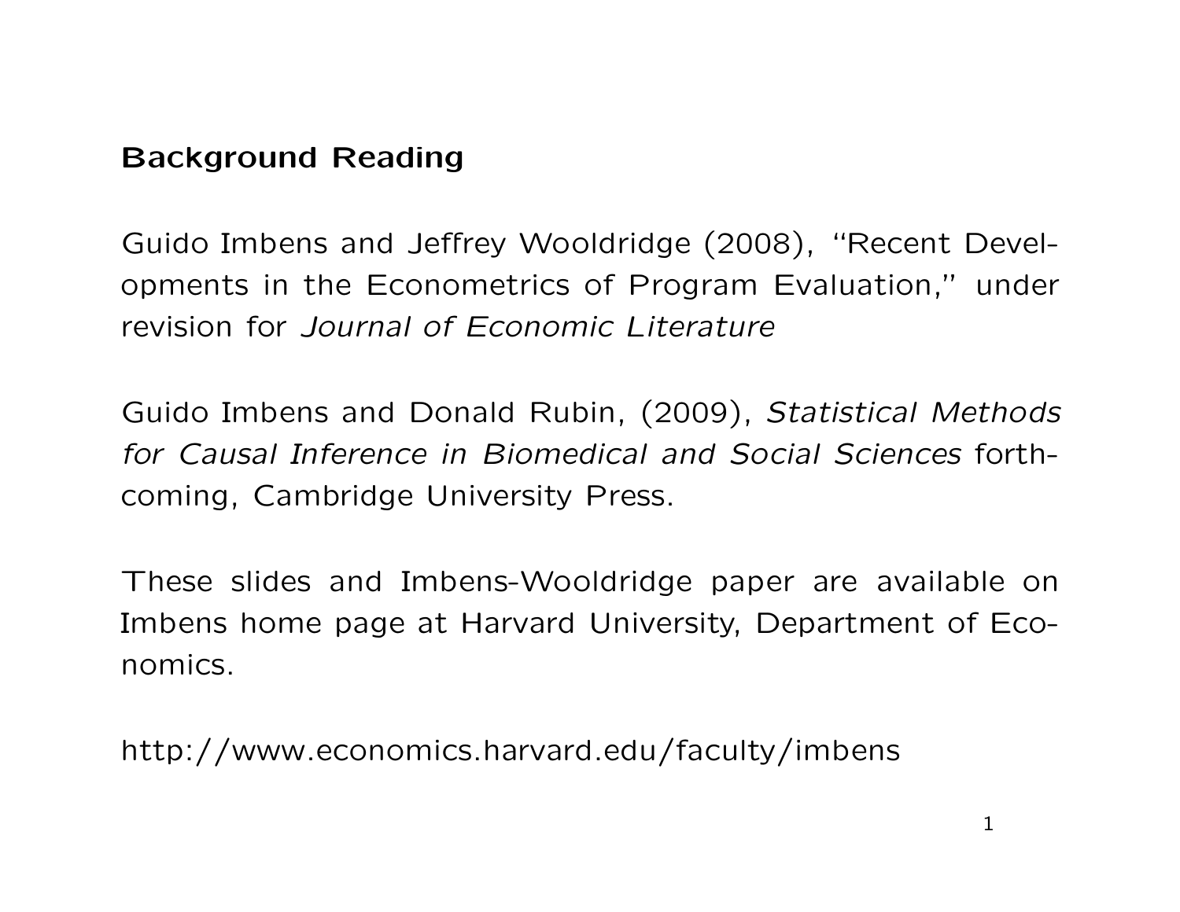## Background Reading

Guido Imbens and Jeffrey Wooldridge (2008), "Recent Developments in the Econometrics of Program Evaluation," under revision for *Journal of Economic Literature*

Guido Imbens and Donald Rubin, (2009), *Statistical Methods for Causal Inference in Biomedical and Social Sciences* forthcoming, Cambridge University Press.

These slides and Imbens-Wooldridge paper are available on Imbens home page at Harvard University, Department of Economics.

http://www.economics.harvard.edu/faculty/imbens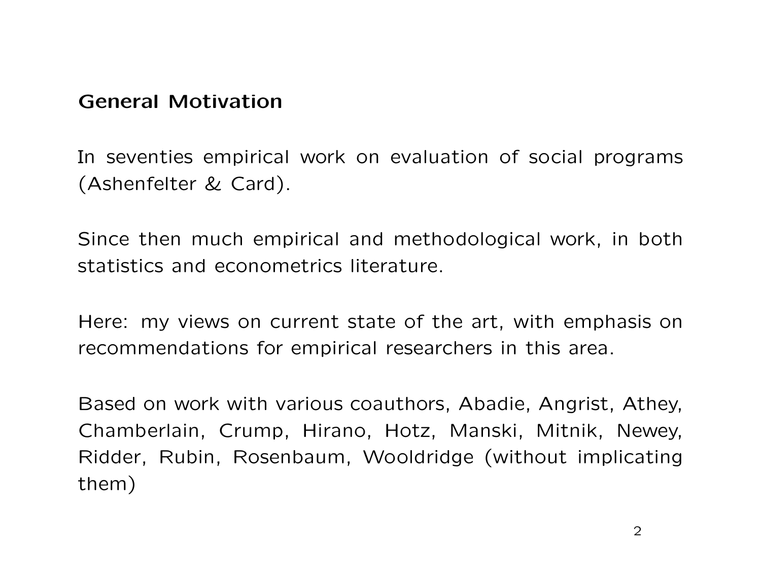## General Motivation

In seventies empirical work on evaluation of social programs (Ashenfelter & Card).

Since then much empirical and methodological work, in both statistics and econometrics literature.

Here: my views on current state of the art, with emphasis on recommendations for empirical researchers in this area.

Based on work with various coauthors, Abadie, Angrist, Athey, Chamberlain, Crump, Hirano, Hotz, Manski, Mitnik, Newey, Ridder, Rubin, Rosenbaum, Wooldridge (without implicating them)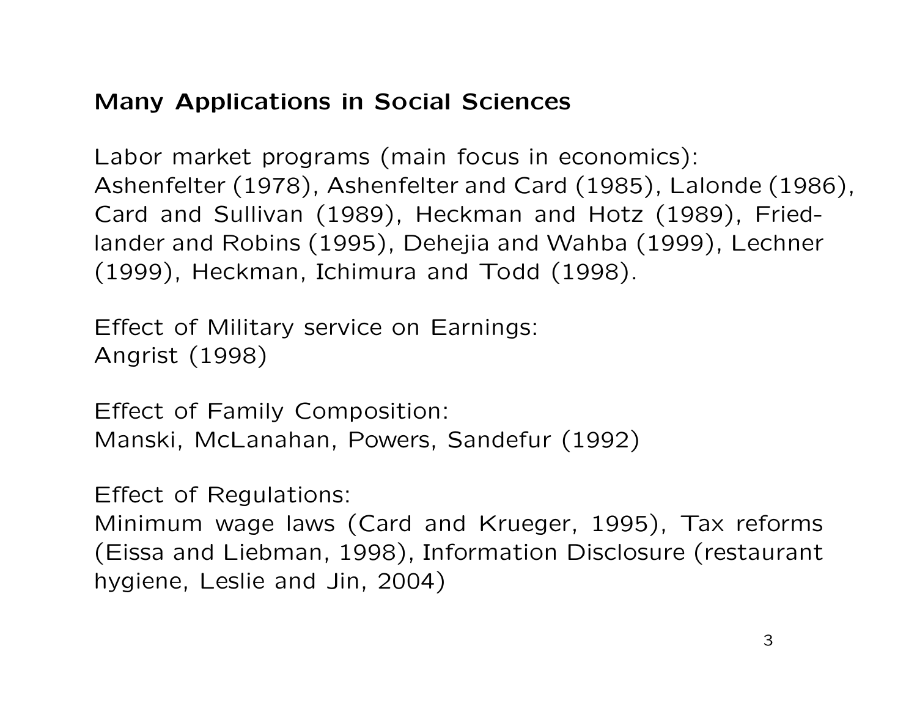## Many Applications in Social Sciences

Labor market programs (main focus in economics):
Ashenfelter (1978), Ashenfelter and Card (1985), Lalonde (1986), Card and Sullivan (1989), Heckman and Hotz (1989), Friedlander and Robins (1995), Dehejia and Wahba (1999), Lechner (1999), Heckman, Ichimura and Todd (1998).

Effect of Military service on Earnings:
Angrist (1998)

Effect of Family Composition:
Manski, McLanahan, Powers, Sandefur (1992)

Effect of Regulations:
Minimum wage laws (Card and Krueger, 1995), Tax reforms (Eissa and Liebman, 1998), Information Disclosure (restaurant hygiene, Leslie and Jin, 2004)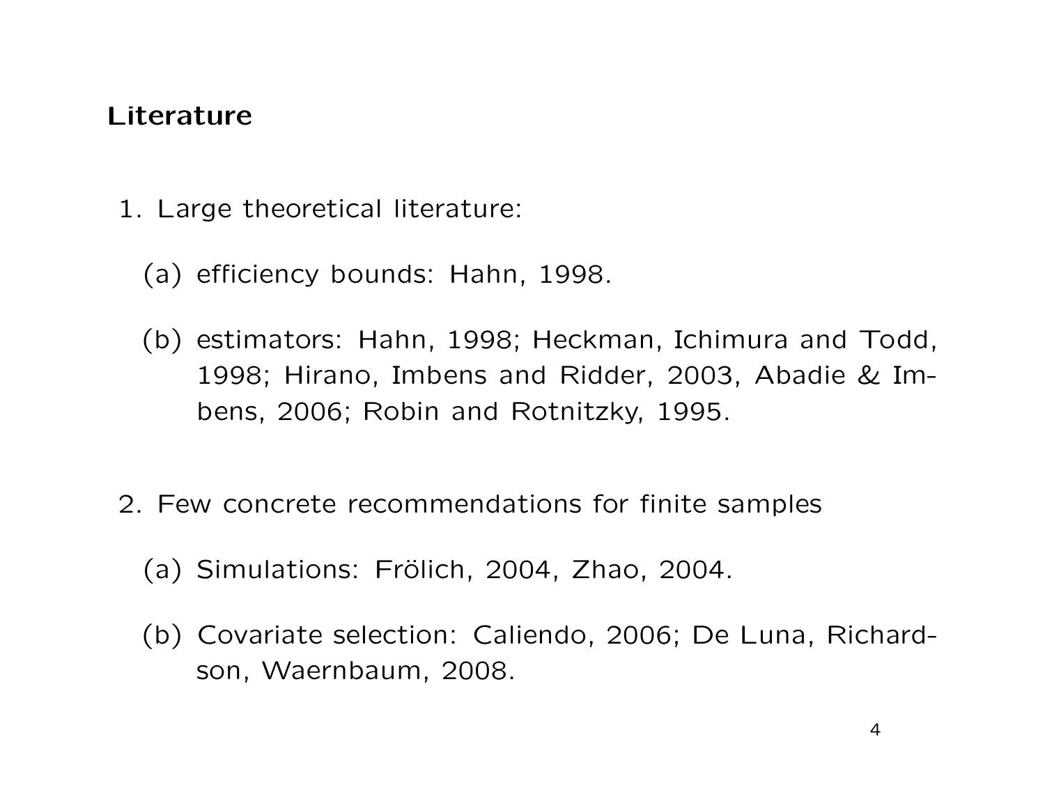## Literature

1. Large theoretical literature:

   (a) efficiency bounds: Hahn, 1998.

   (b) estimators: Hahn, 1998; Heckman, Ichimura and Todd, 1998; Hirano, Imbens and Ridder, 2003, Abadie & Imbens, 2006; Robin and Rotnitzky, 1995.

2. Few concrete recommendations for finite samples

   (a) Simulations: Frölich, 2004, Zhao, 2004.

   (b) Covariate selection: Caliendo, 2006; De Luna, Richardson, Waernbaum, 2008.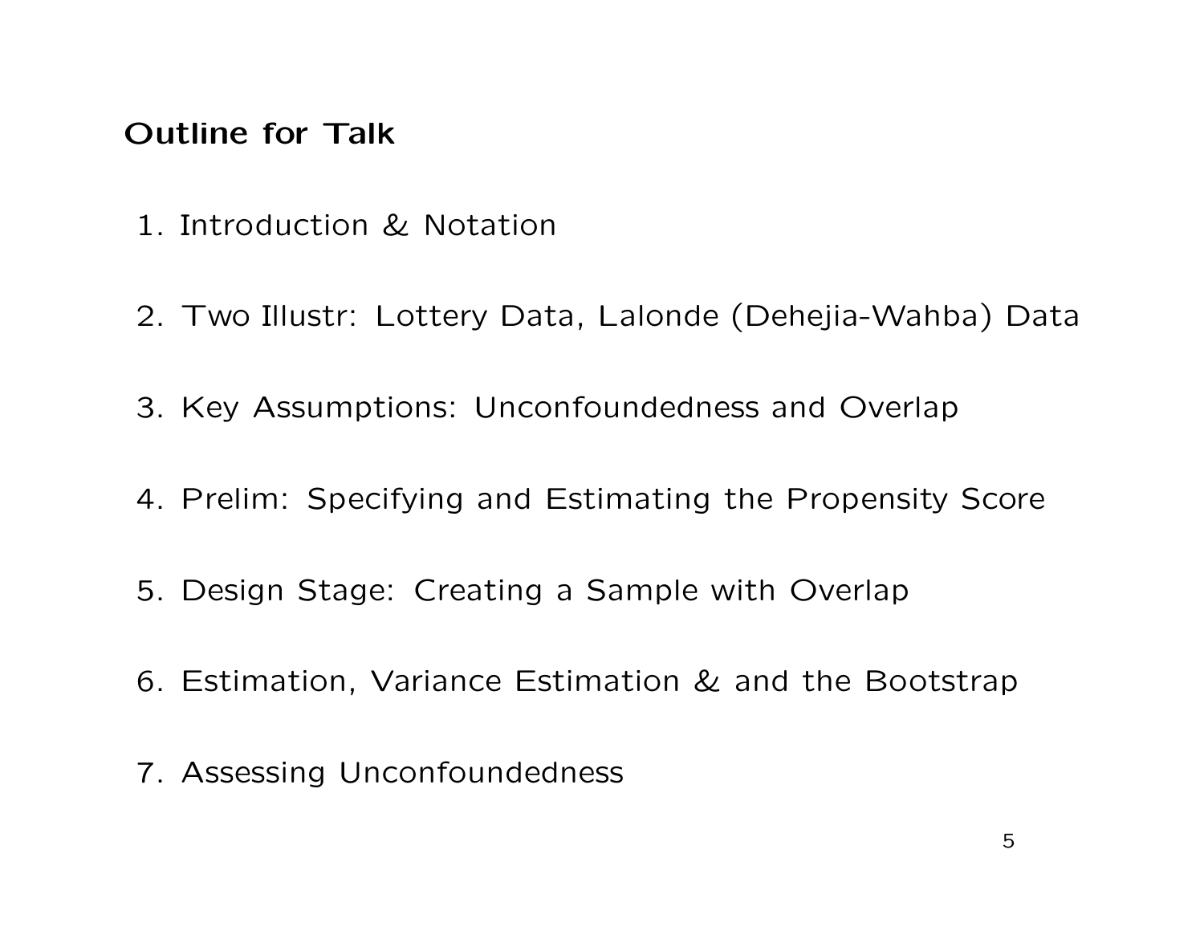## Outline for Talk

1. Introduction & Notation

2. Two Illustr: Lottery Data, Lalonde (Dehejia-Wahba) Data

3. Key Assumptions: Unconfoundedness and Overlap

4. Prelim: Specifying and Estimating the Propensity Score

5. Design Stage: Creating a Sample with Overlap

6. Estimation, Variance Estimation & and the Bootstrap

7. Assessing Unconfoundedness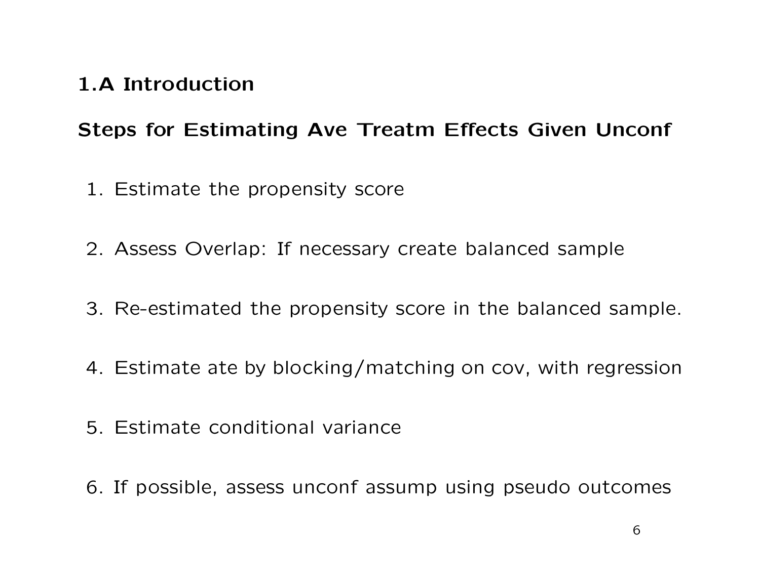## 1.A Introduction

### Steps for Estimating Ave Treatm Effects Given Unconf

1. Estimate the propensity score
2. Assess Overlap: If necessary create balanced sample
3. Re-estimated the propensity score in the balanced sample.
4. Estimate ate by blocking/matching on cov, with regression
5. Estimate conditional variance
6. If possible, assess unconf assump using pseudo outcomes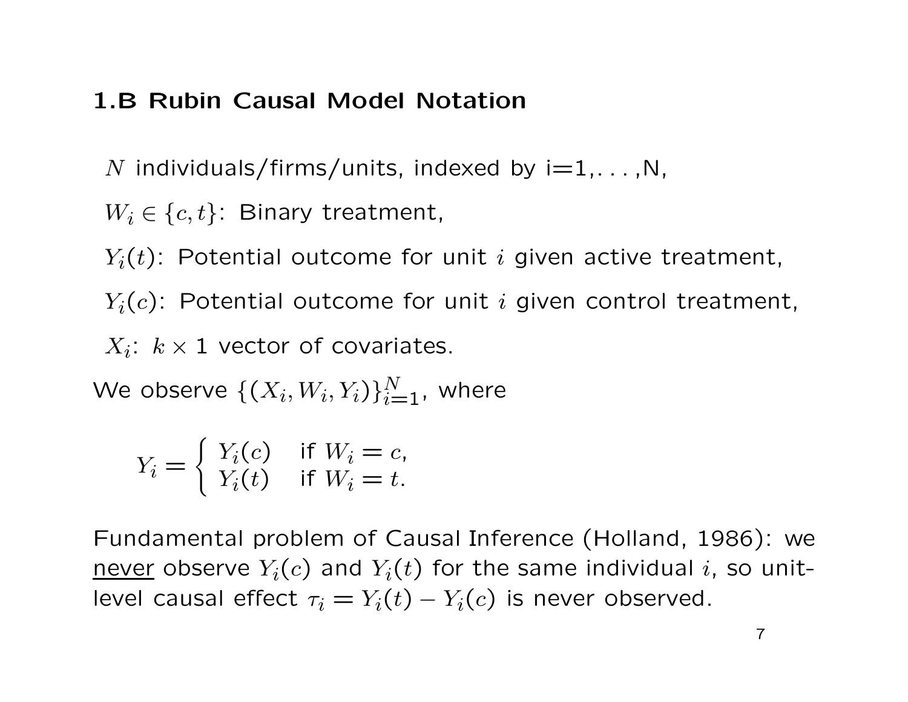## 1.B Rubin Causal Model Notation

$N$ individuals/firms/units, indexed by i=1,. . . ,N,

$W_i \in \{c, t\}$: Binary treatment,

$Y_i(t)$: Potential outcome for unit $i$ given active treatment,

$Y_i(c)$: Potential outcome for unit $i$ given control treatment,

$X_i$: $k \times 1$ vector of covariates.

We observe $\{(X_i, W_i, Y_i)\}_{i=1}^N$, where

$$Y_i = \begin{cases} Y_i(c) & \text{if } W_i = c, \\ Y_i(t) & \text{if } W_i = t. \end{cases}$$

Fundamental problem of Causal Inference (Holland, 1986): we <u>never</u> observe $Y_i(c)$ and $Y_i(t)$ for the same individual $i$, so unit-level causal effect $\tau_i = Y_i(t) - Y_i(c)$ is never observed.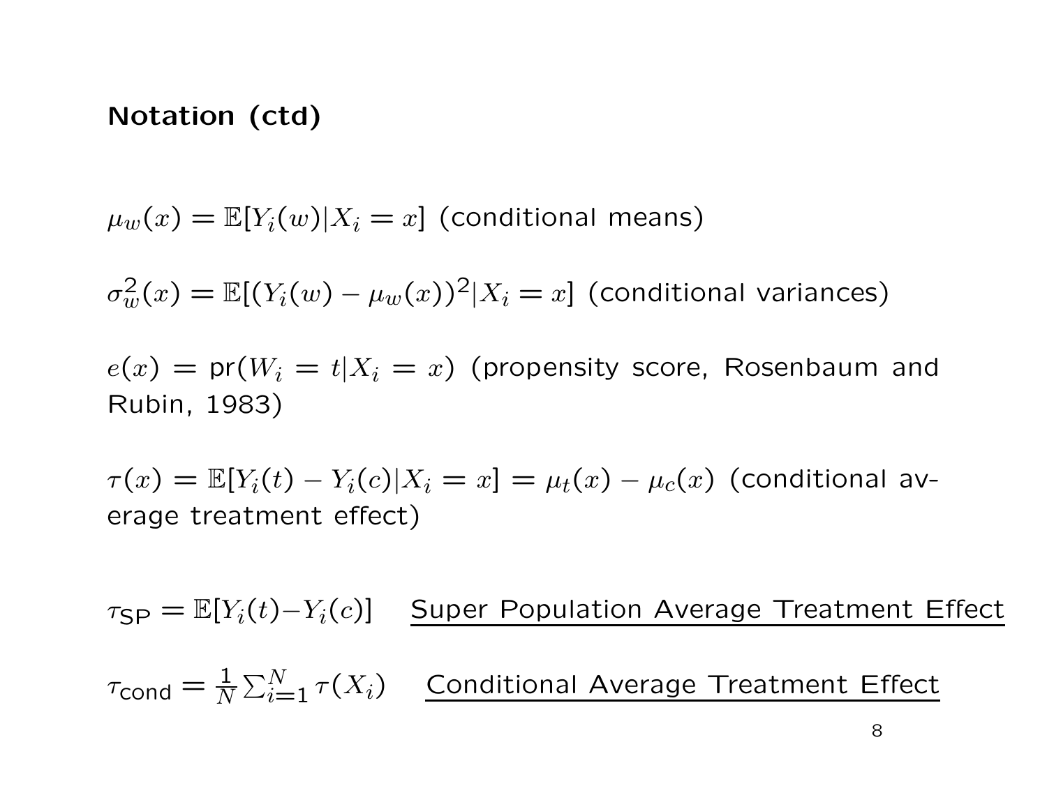## Notation (ctd)

$\mu_w(x) = \mathbb{E}[Y_i(w)|X_i = x]$ (conditional means)

$\sigma_w^2(x) = \mathbb{E}[(Y_i(w) - \mu_w(x))^2|X_i = x]$ (conditional variances)

$e(x) = \text{pr}(W_i = t|X_i = x)$ (propensity score, Rosenbaum and Rubin, 1983)

$\tau(x) = \mathbb{E}[Y_i(t) - Y_i(c)|X_i = x] = \mu_t(x) - \mu_c(x)$ (conditional average treatment effect)

$\tau_{\text{SP}} = \mathbb{E}[Y_i(t) - Y_i(c)]$ <u>Super Population Average Treatment Effect</u>

$\tau_{\text{cond}} = \frac{1}{N}\sum_{i=1}^{N} \tau(X_i)$ <u>Conditional Average Treatment Effect</u>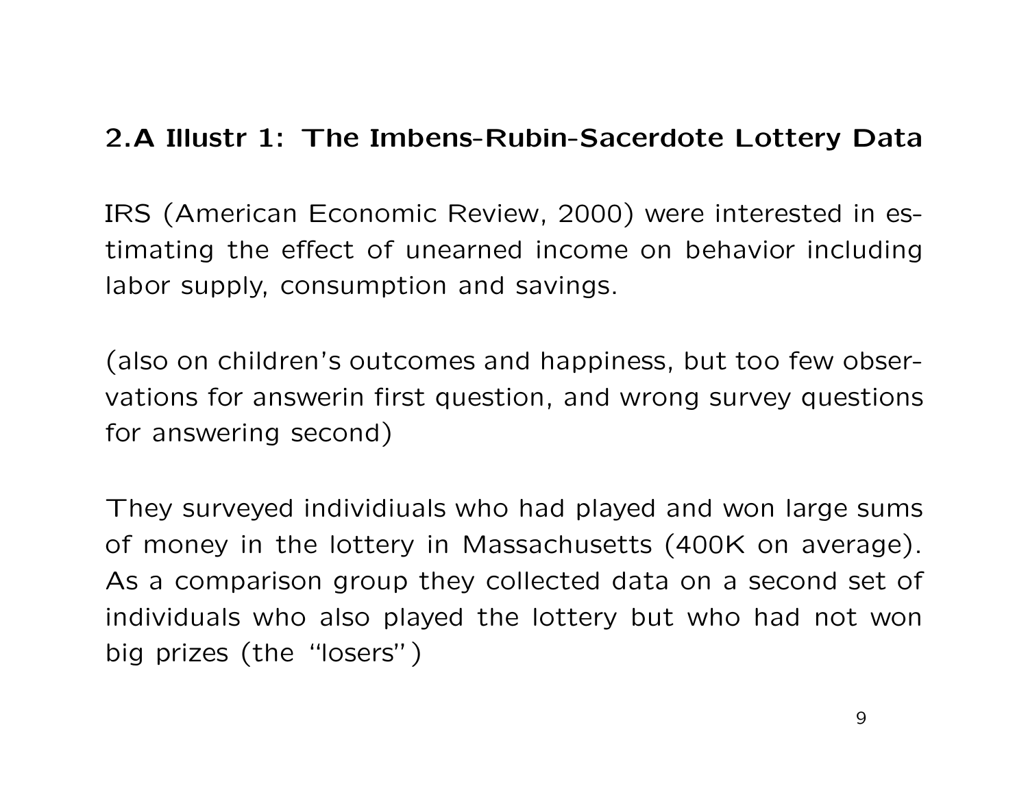## 2.A Illustr 1: The Imbens-Rubin-Sacerdote Lottery Data

IRS (American Economic Review, 2000) were interested in estimating the effect of unearned income on behavior including labor supply, consumption and savings.

(also on children's outcomes and happiness, but too few observations for answerin first question, and wrong survey questions for answering second)

They surveyed individiuals who had played and won large sums of money in the lottery in Massachusetts (400K on average). As a comparison group they collected data on a second set of individuals who also played the lottery but who had not won big prizes (the "losers")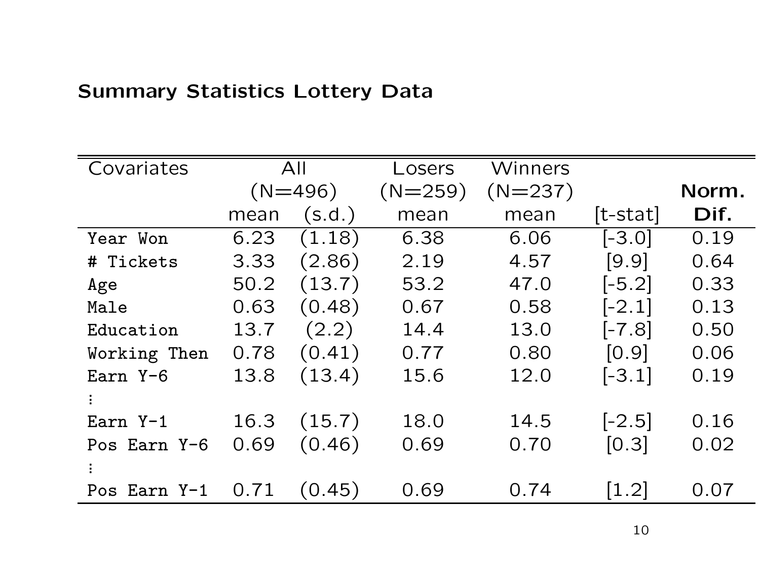## Summary Statistics Lottery Data

| Covariates | All (N=496) | | Losers (N=259) | Winners (N=237) | | **Norm.** |
|---|---|---|---|---|---|---|
| | mean | (s.d.) | mean | mean | [t-stat] | **Dif.** |
| Year Won | 6.23 | (1.18) | 6.38 | 6.06 | [-3.0] | 0.19 |
| # Tickets | 3.33 | (2.86) | 2.19 | 4.57 | [9.9] | 0.64 |
| Age | 50.2 | (13.7) | 53.2 | 47.0 | [-5.2] | 0.33 |
| Male | 0.63 | (0.48) | 0.67 | 0.58 | [-2.1] | 0.13 |
| Education | 13.7 | (2.2) | 14.4 | 13.0 | [-7.8] | 0.50 |
| Working Then | 0.78 | (0.41) | 0.77 | 0.80 | [0.9] | 0.06 |
| Earn Y-6 | 13.8 | (13.4) | 15.6 | 12.0 | [-3.1] | 0.19 |
| ⋮ | | | | | | |
| Earn Y-1 | 16.3 | (15.7) | 18.0 | 14.5 | [-2.5] | 0.16 |
| Pos Earn Y-6 | 0.69 | (0.46) | 0.69 | 0.70 | [0.3] | 0.02 |
| ⋮ | | | | | | |
| Pos Earn Y-1 | 0.71 | (0.45) | 0.69 | 0.74 | [1.2] | 0.07 |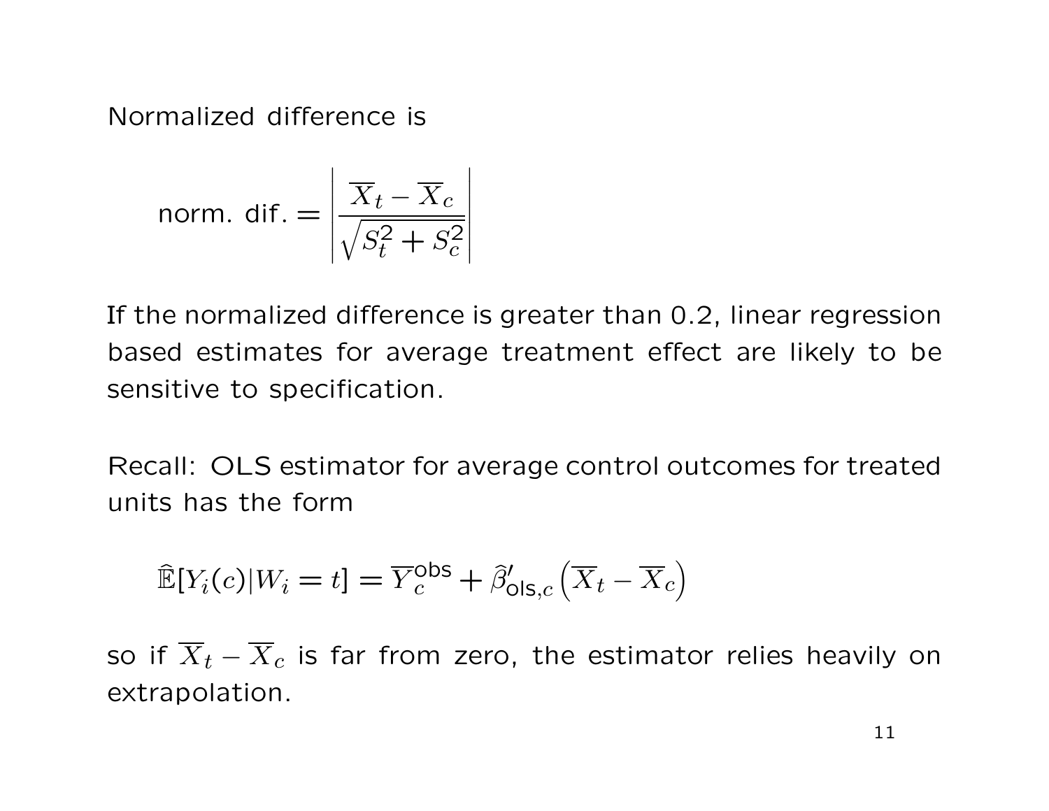Normalized difference is

$$\text{norm. dif.} = \left| \frac{\overline{X}_t - \overline{X}_c}{\sqrt{S_t^2 + S_c^2}} \right|$$

If the normalized difference is greater than 0.2, linear regression based estimates for average treatment effect are likely to be sensitive to specification.

Recall: OLS estimator for average control outcomes for treated units has the form

$$\widehat{\mathbb{E}}[Y_i(c)|W_i = t] = \overline{Y}_c^{\text{obs}} + \widehat{\beta}'_{\text{ols},c}\left(\overline{X}_t - \overline{X}_c\right)$$

so if $\overline{X}_t - \overline{X}_c$ is far from zero, the estimator relies heavily on extrapolation.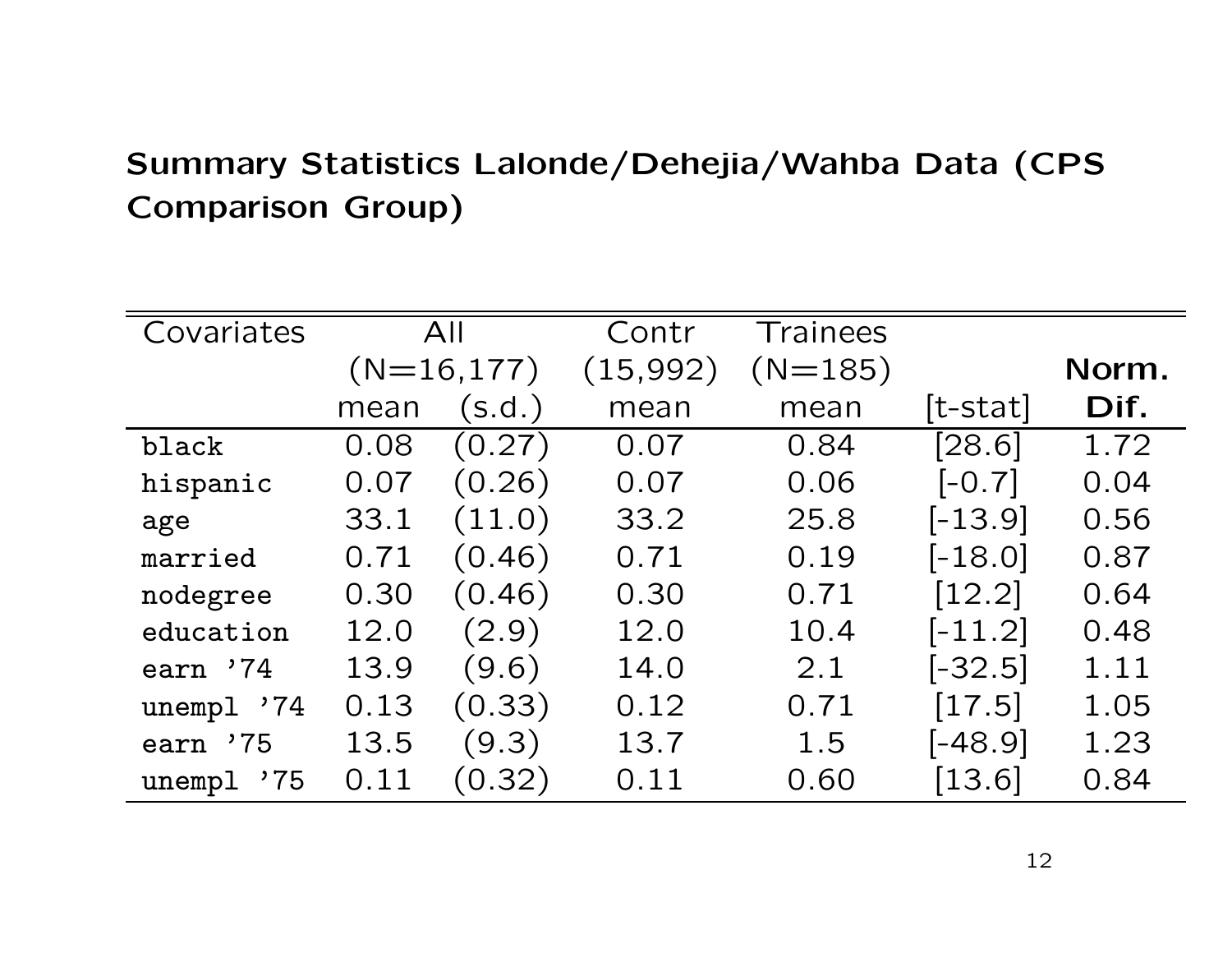## Summary Statistics Lalonde/Dehejia/Wahba Data (CPS Comparison Group)

| Covariates | All | | Contr | Trainees | | |
|---|---|---|---|---|---|---|
| | (N=16,177) | | (15,992) | (N=185) | | **Norm.** |
| | mean | (s.d.) | mean | mean | [t-stat] | **Dif.** |
| black | 0.08 | (0.27) | 0.07 | 0.84 | [28.6] | 1.72 |
| hispanic | 0.07 | (0.26) | 0.07 | 0.06 | [-0.7] | 0.04 |
| age | 33.1 | (11.0) | 33.2 | 25.8 | [-13.9] | 0.56 |
| married | 0.71 | (0.46) | 0.71 | 0.19 | [-18.0] | 0.87 |
| nodegree | 0.30 | (0.46) | 0.30 | 0.71 | [12.2] | 0.64 |
| education | 12.0 | (2.9) | 12.0 | 10.4 | [-11.2] | 0.48 |
| earn '74 | 13.9 | (9.6) | 14.0 | 2.1 | [-32.5] | 1.11 |
| unempl '74 | 0.13 | (0.33) | 0.12 | 0.71 | [17.5] | 1.05 |
| earn '75 | 13.5 | (9.3) | 13.7 | 1.5 | [-48.9] | 1.23 |
| unempl '75 | 0.11 | (0.32) | 0.11 | 0.60 | [13.6] | 0.84 |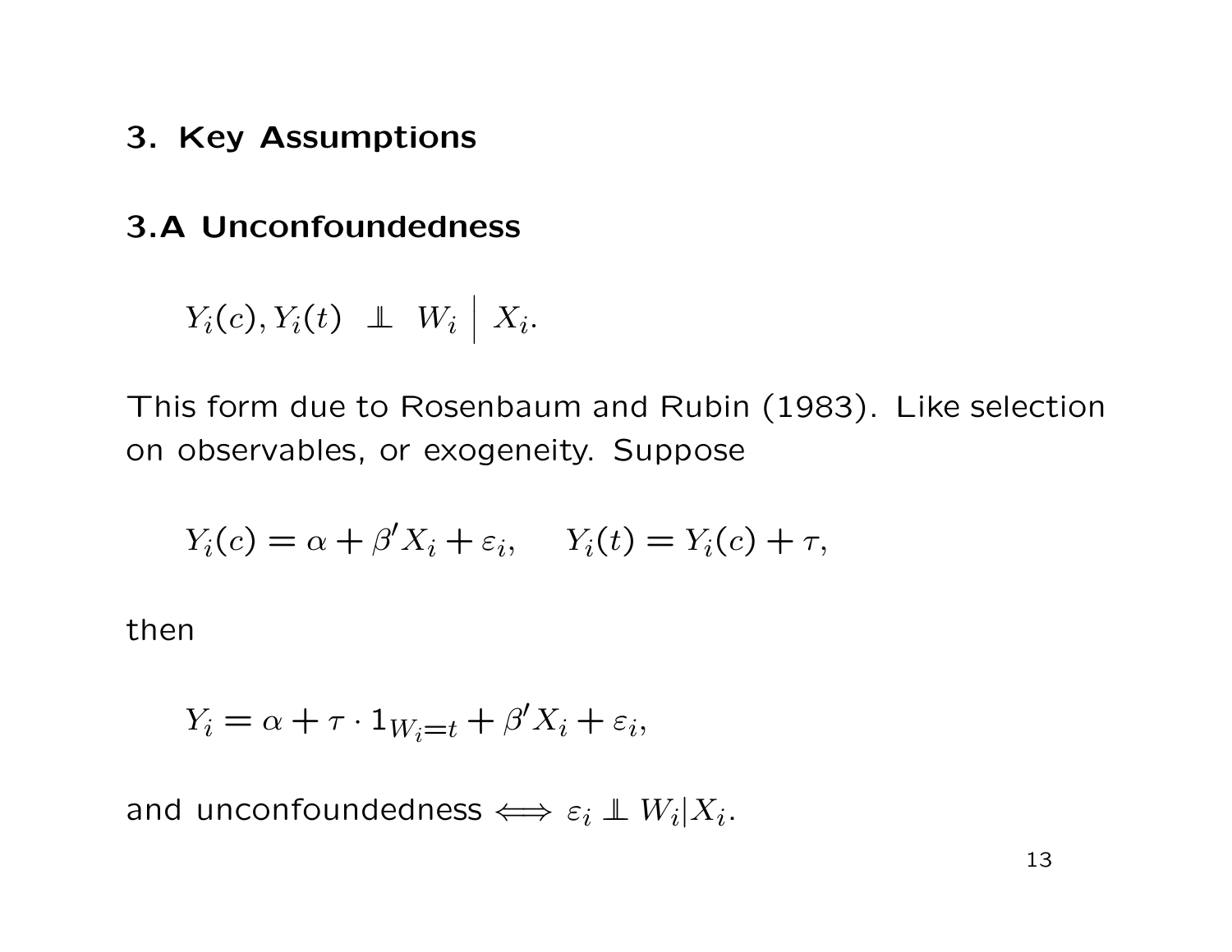## 3. Key Assumptions

### 3.A Unconfoundedness

$$Y_i(c), Y_i(t) \perp\!\!\!\perp W_i \;\Big|\; X_i.$$

This form due to Rosenbaum and Rubin (1983). Like selection on observables, or exogeneity. Suppose

$$Y_i(c) = \alpha + \beta' X_i + \varepsilon_i, \qquad Y_i(t) = Y_i(c) + \tau,$$

then

$$Y_i = \alpha + \tau \cdot 1_{W_i = t} + \beta' X_i + \varepsilon_i,$$

and unconfoundedness $\iff \varepsilon_i \perp\!\!\!\perp W_i | X_i$.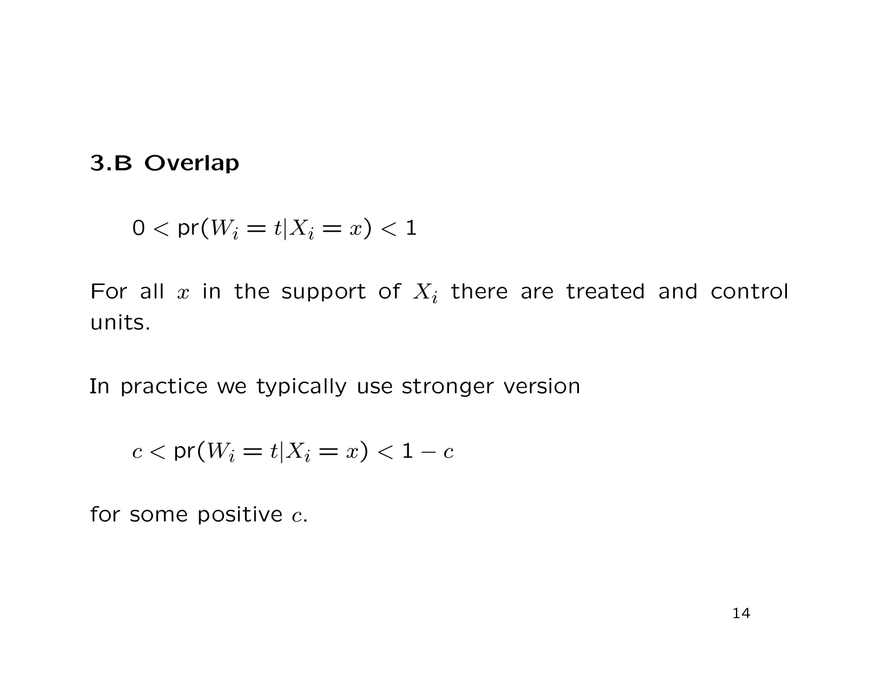## 3.B Overlap

$$0 < \text{pr}(W_i = t | X_i = x) < 1$$

For all $x$ in the support of $X_i$ there are treated and control units.

In practice we typically use stronger version

$$c < \text{pr}(W_i = t | X_i = x) < 1 - c$$

for some positive $c$.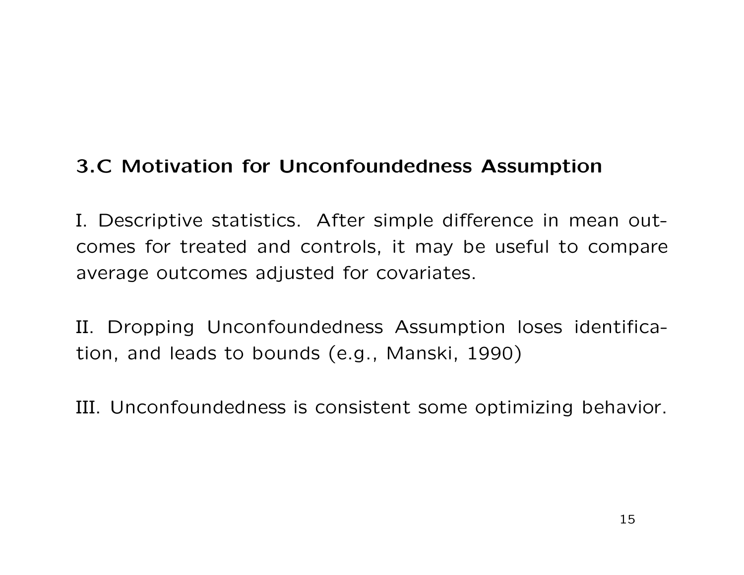### 3.C Motivation for Unconfoundedness Assumption

I. Descriptive statistics. After simple difference in mean outcomes for treated and controls, it may be useful to compare average outcomes adjusted for covariates.

II. Dropping Unconfoundedness Assumption loses identification, and leads to bounds (e.g., Manski, 1990)

III. Unconfoundedness is consistent some optimizing behavior.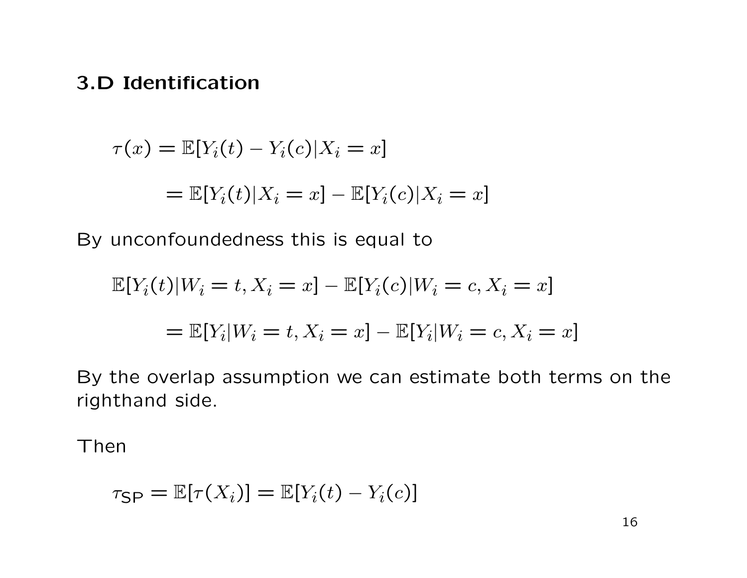### 3.D Identification

$$\tau(x) = \mathbb{E}[Y_i(t) - Y_i(c)|X_i = x]$$

$$= \mathbb{E}[Y_i(t)|X_i = x] - \mathbb{E}[Y_i(c)|X_i = x]$$

By unconfoundedness this is equal to

$$\mathbb{E}[Y_i(t)|W_i = t, X_i = x] - \mathbb{E}[Y_i(c)|W_i = c, X_i = x]$$

$$= \mathbb{E}[Y_i|W_i = t, X_i = x] - \mathbb{E}[Y_i|W_i = c, X_i = x]$$

By the overlap assumption we can estimate both terms on the righthand side.

Then

$$\tau_{\mathsf{SP}} = \mathbb{E}[\tau(X_i)] = \mathbb{E}[Y_i(t) - Y_i(c)]$$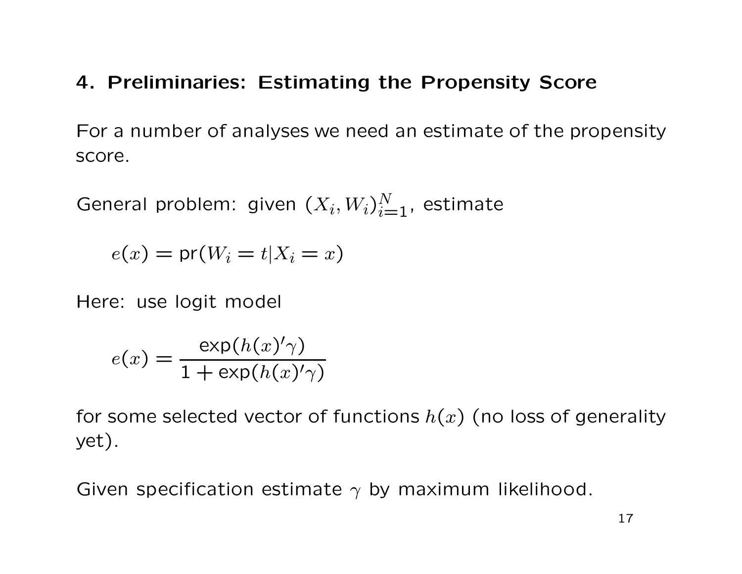## 4. Preliminaries: Estimating the Propensity Score

For a number of analyses we need an estimate of the propensity score.

General problem: given $(X_i, W_i)_{i=1}^N$, estimate

$$e(x) = \text{pr}(W_i = t | X_i = x)$$

Here: use logit model

$$e(x) = \frac{\exp(h(x)'\gamma)}{1 + \exp(h(x)'\gamma)}$$

for some selected vector of functions $h(x)$ (no loss of generality yet).

Given specification estimate $\gamma$ by maximum likelihood.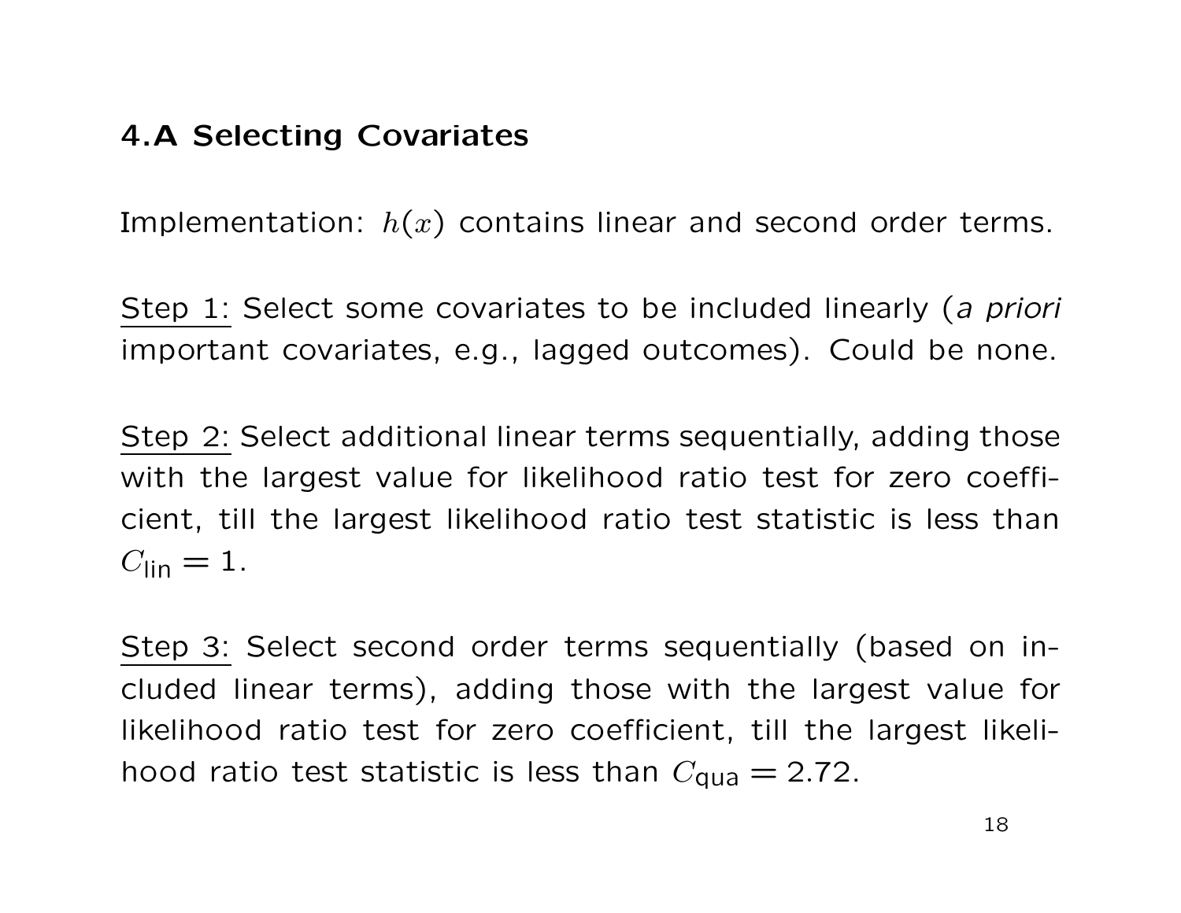## 4.A Selecting Covariates

Implementation: $h(x)$ contains linear and second order terms.

Step 1: Select some covariates to be included linearly (*a priori* important covariates, e.g., lagged outcomes). Could be none.

Step 2: Select additional linear terms sequentially, adding those with the largest value for likelihood ratio test for zero coefficient, till the largest likelihood ratio test statistic is less than $C_{\text{lin}} = 1$.

Step 3: Select second order terms sequentially (based on included linear terms), adding those with the largest value for likelihood ratio test for zero coefficient, till the largest likelihood ratio test statistic is less than $C_{\text{qua}} = 2.72$.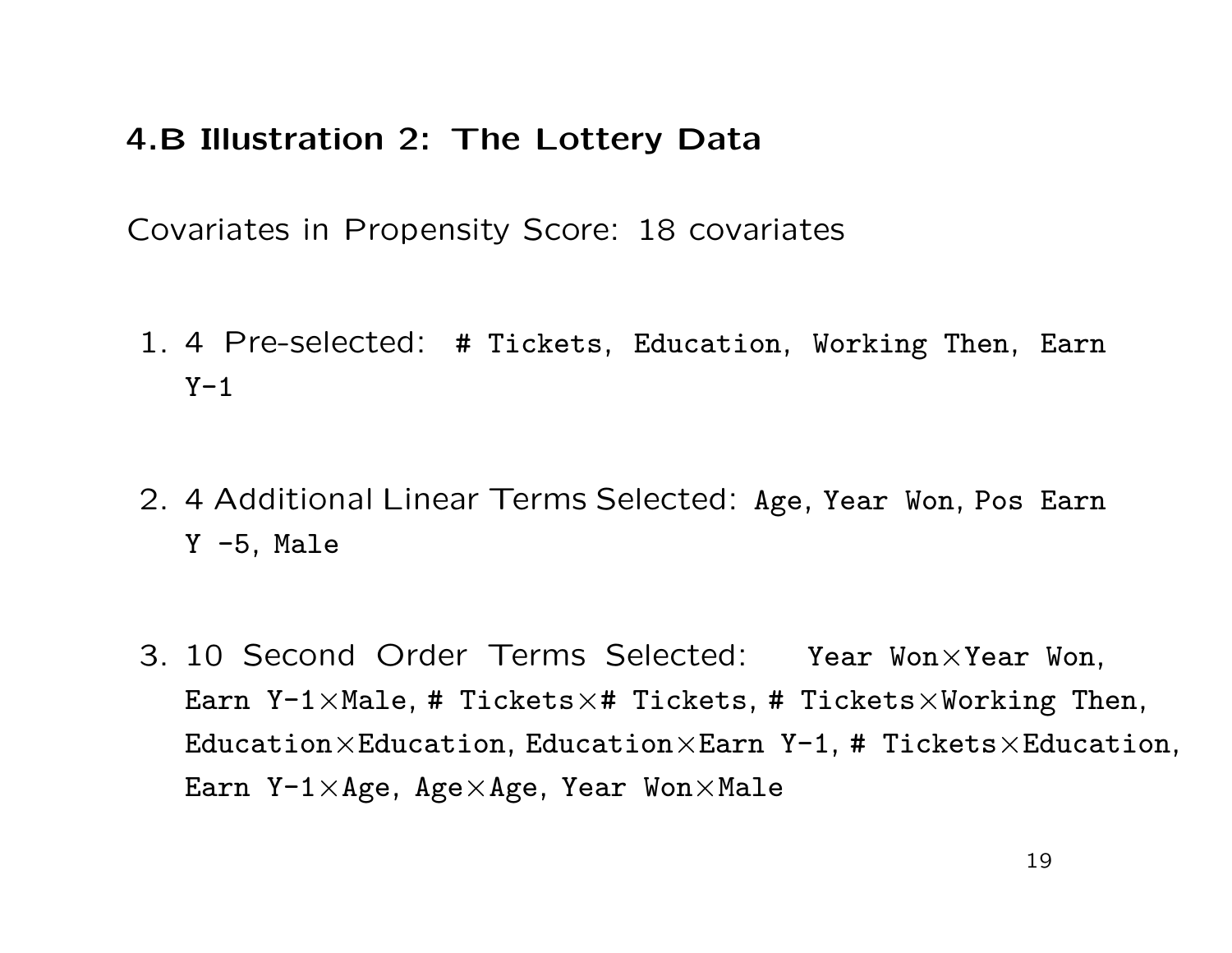## 4.B Illustration 2: The Lottery Data

Covariates in Propensity Score: 18 covariates

1. 4 Pre-selected: `# Tickets`, `Education`, `Working Then`, `Earn Y-1`

2. 4 Additional Linear Terms Selected: `Age`, `Year Won`, `Pos Earn Y -5`, `Male`

3. 10 Second Order Terms Selected: `Year Won`×`Year Won`, `Earn Y-1`×`Male`, `# Tickets`×`# Tickets`, `# Tickets`×`Working Then`, `Education`×`Education`, `Education`×`Earn Y-1`, `# Tickets`×`Education`, `Earn Y-1`×`Age`, `Age`×`Age`, `Year Won`×`Male`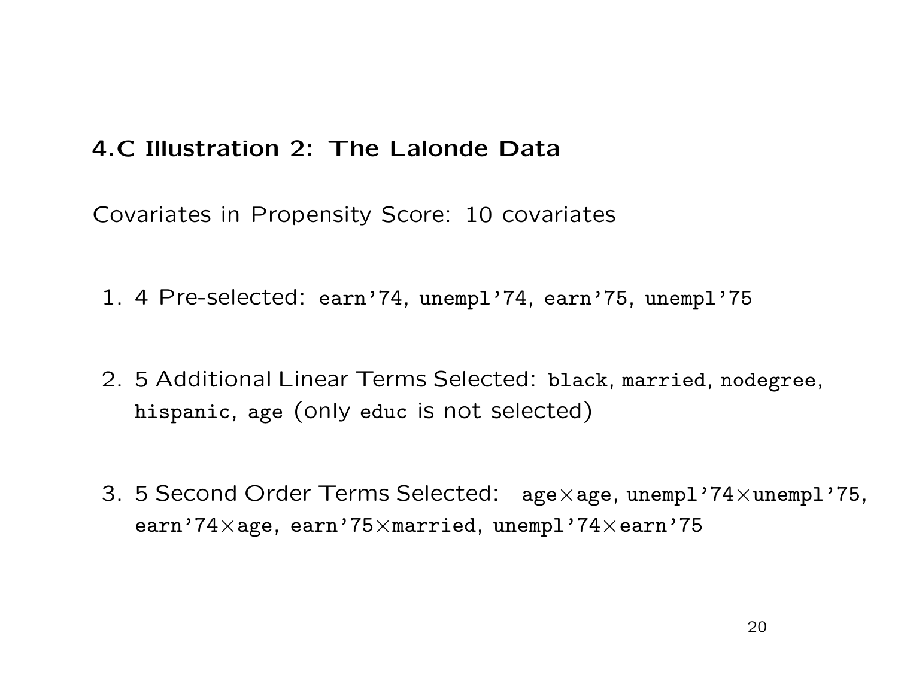## 4.C Illustration 2: The Lalonde Data

Covariates in Propensity Score: 10 covariates

1. 4 Pre-selected: `earn'74`, `unempl'74`, `earn'75`, `unempl'75`

2. 5 Additional Linear Terms Selected: `black`, `married`, `nodegree`, `hispanic`, `age` (only `educ` is not selected)

3. 5 Second Order Terms Selected: `age`×`age`, `unempl'74`×`unempl'75`, `earn'74`×`age`, `earn'75`×`married`, `unempl'74`×`earn'75`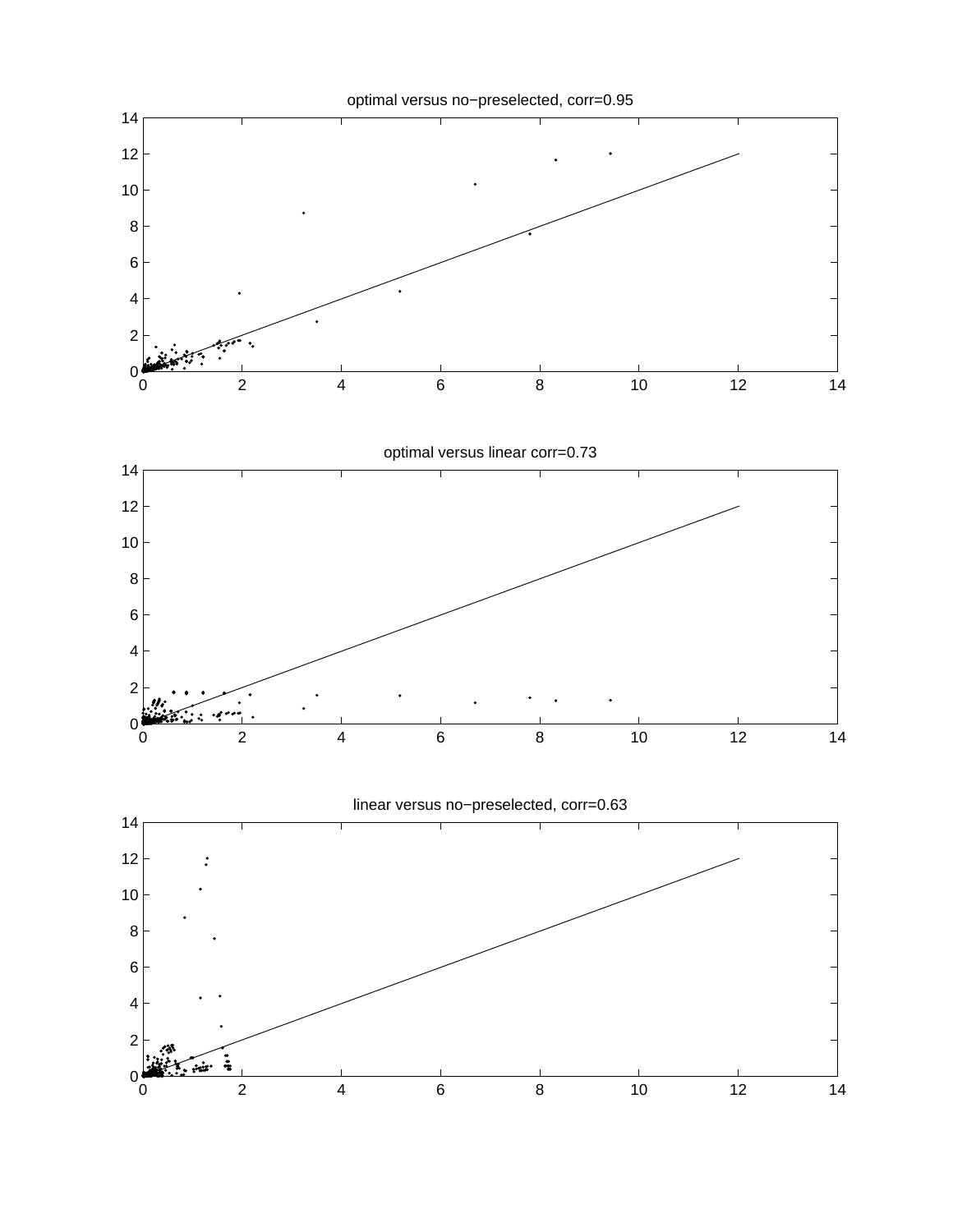optimal versus no−preselected, corr=0.95

optimal versus linear corr=0.73

linear versus no−preselected, corr=0.63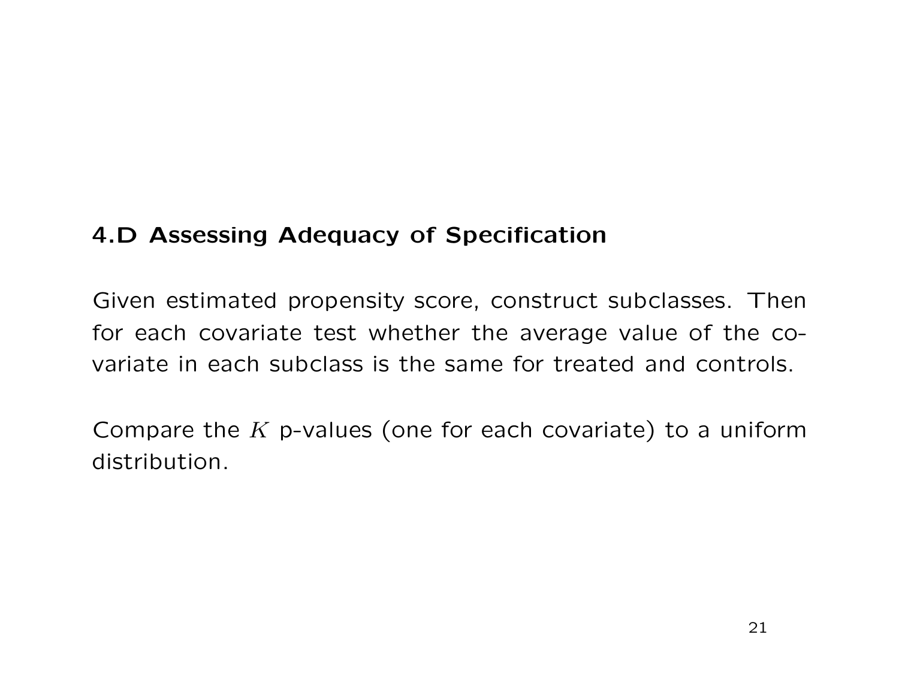## 4.D Assessing Adequacy of Specification

Given estimated propensity score, construct subclasses. Then for each covariate test whether the average value of the covariate in each subclass is the same for treated and controls.

Compare the $K$ p-values (one for each covariate) to a uniform distribution.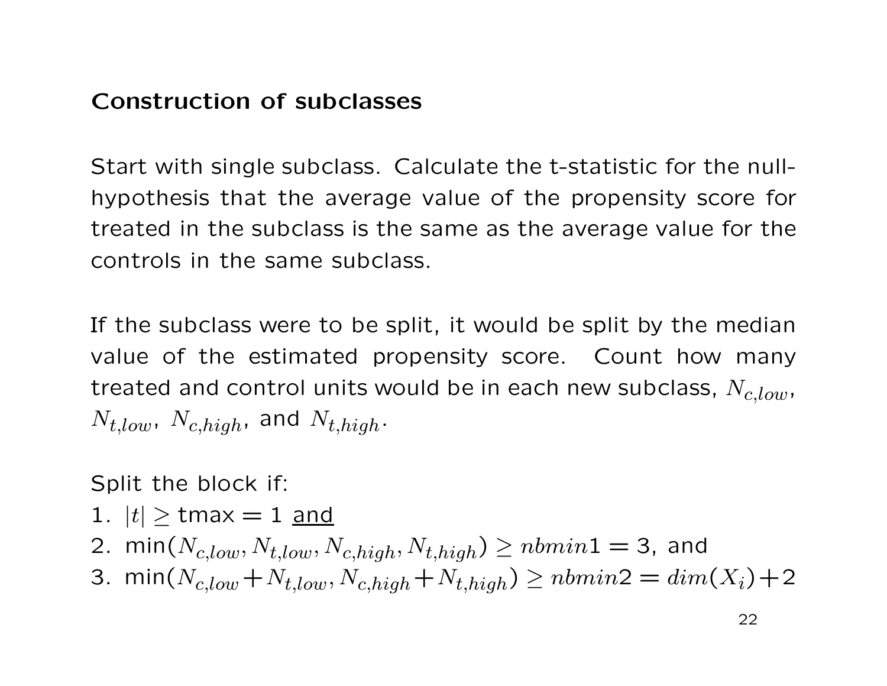## Construction of subclasses

Start with single subclass. Calculate the t-statistic for the null-hypothesis that the average value of the propensity score for treated in the subclass is the same as the average value for the controls in the same subclass.

If the subclass were to be split, it would be split by the median value of the estimated propensity score. Count how many treated and control units would be in each new subclass, $N_{c,low}$, $N_{t,low}$, $N_{c,high}$, and $N_{t,high}$.

Split the block if:

1. $|t| \geq \text{tmax} = 1$ <u>and</u>
2. $\min(N_{c,low}, N_{t,low}, N_{c,high}, N_{t,high}) \geq nbmin1 = 3$, and
3. $\min(N_{c,low}+N_{t,low}, N_{c,high}+N_{t,high}) \geq nbmin2 = dim(X_i)+2$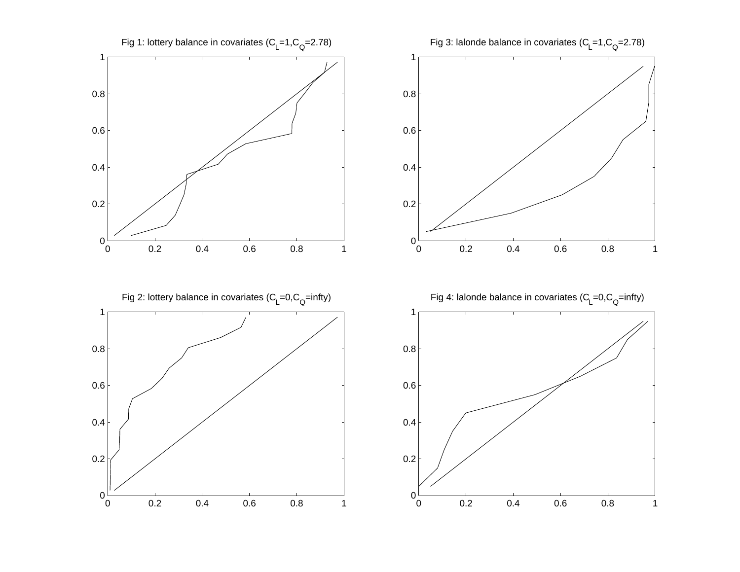Fig 1: lottery balance in covariates ($C_L$=1,$C_Q$=2.78)

Fig 3: lalonde balance in covariates ($C_L$=1,$C_Q$=2.78)

Fig 2: lottery balance in covariates ($C_L$=0,$C_Q$=infty)

Fig 4: lalonde balance in covariates ($C_L$=0,$C_Q$=infty)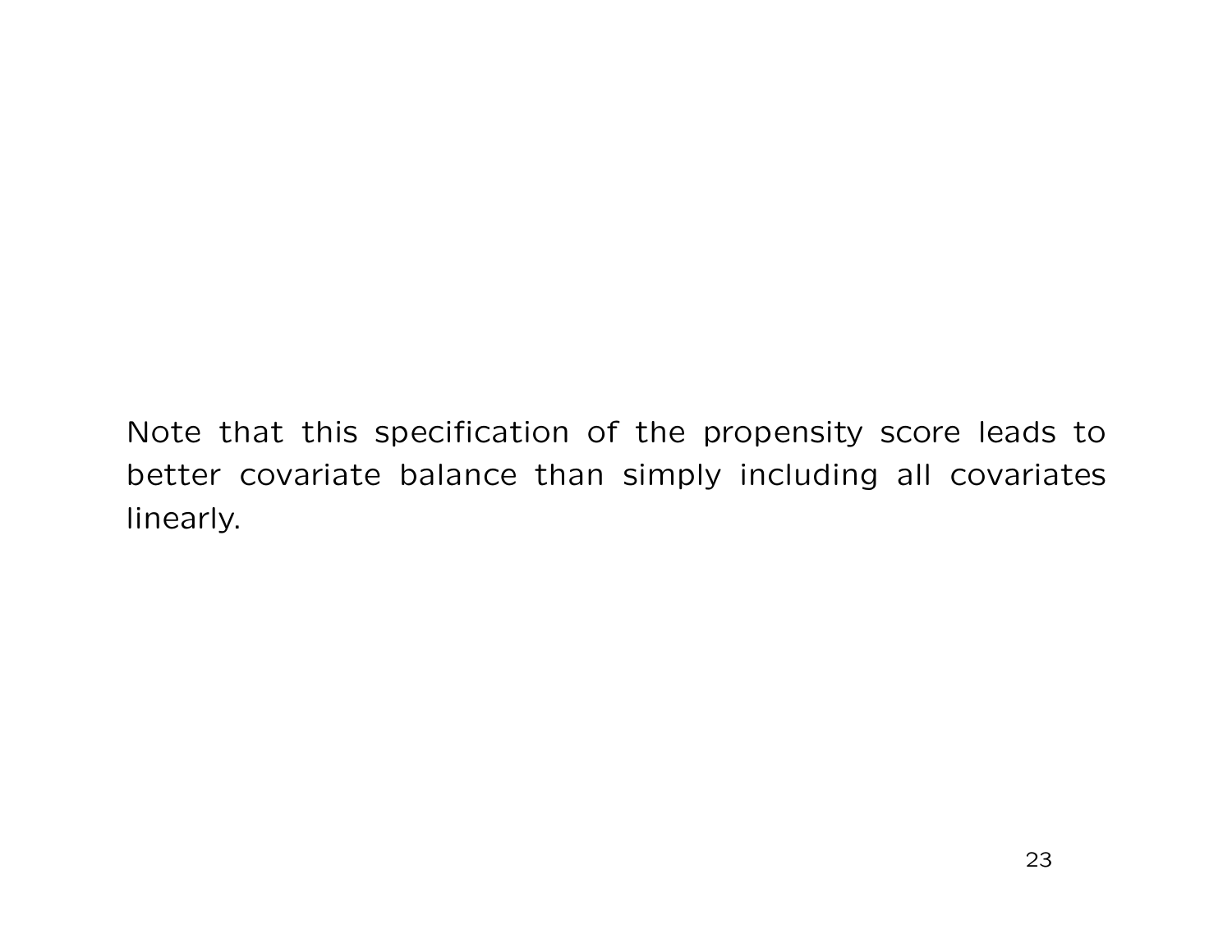Note that this specification of the propensity score leads to better covariate balance than simply including all covariates linearly.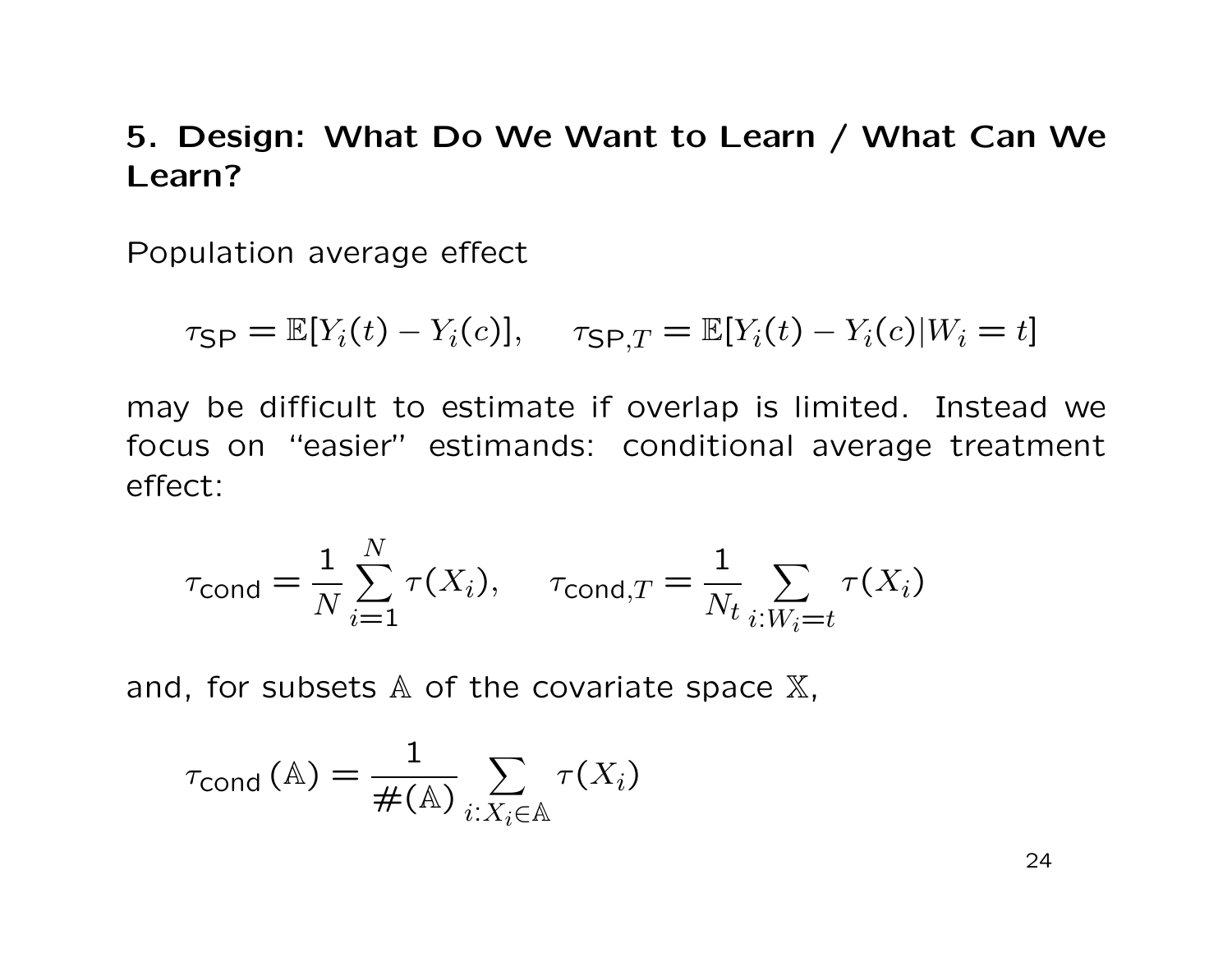## 5. Design: What Do We Want to Learn / What Can We Learn?

Population average effect

$$\tau_{\text{SP}} = \mathbb{E}[Y_i(t) - Y_i(c)], \qquad \tau_{\text{SP},T} = \mathbb{E}[Y_i(t) - Y_i(c)|W_i = t]$$

may be difficult to estimate if overlap is limited. Instead we focus on "easier" estimands: conditional average treatment effect:

$$\tau_{\text{cond}} = \frac{1}{N}\sum_{i=1}^{N} \tau(X_i), \qquad \tau_{\text{cond},T} = \frac{1}{N_t}\sum_{i:W_i=t} \tau(X_i)$$

and, for subsets $\mathbb{A}$ of the covariate space $\mathbb{X}$,

$$\tau_{\text{cond}}(\mathbb{A}) = \frac{1}{\#(\mathbb{A})}\sum_{i:X_i \in \mathbb{A}} \tau(X_i)$$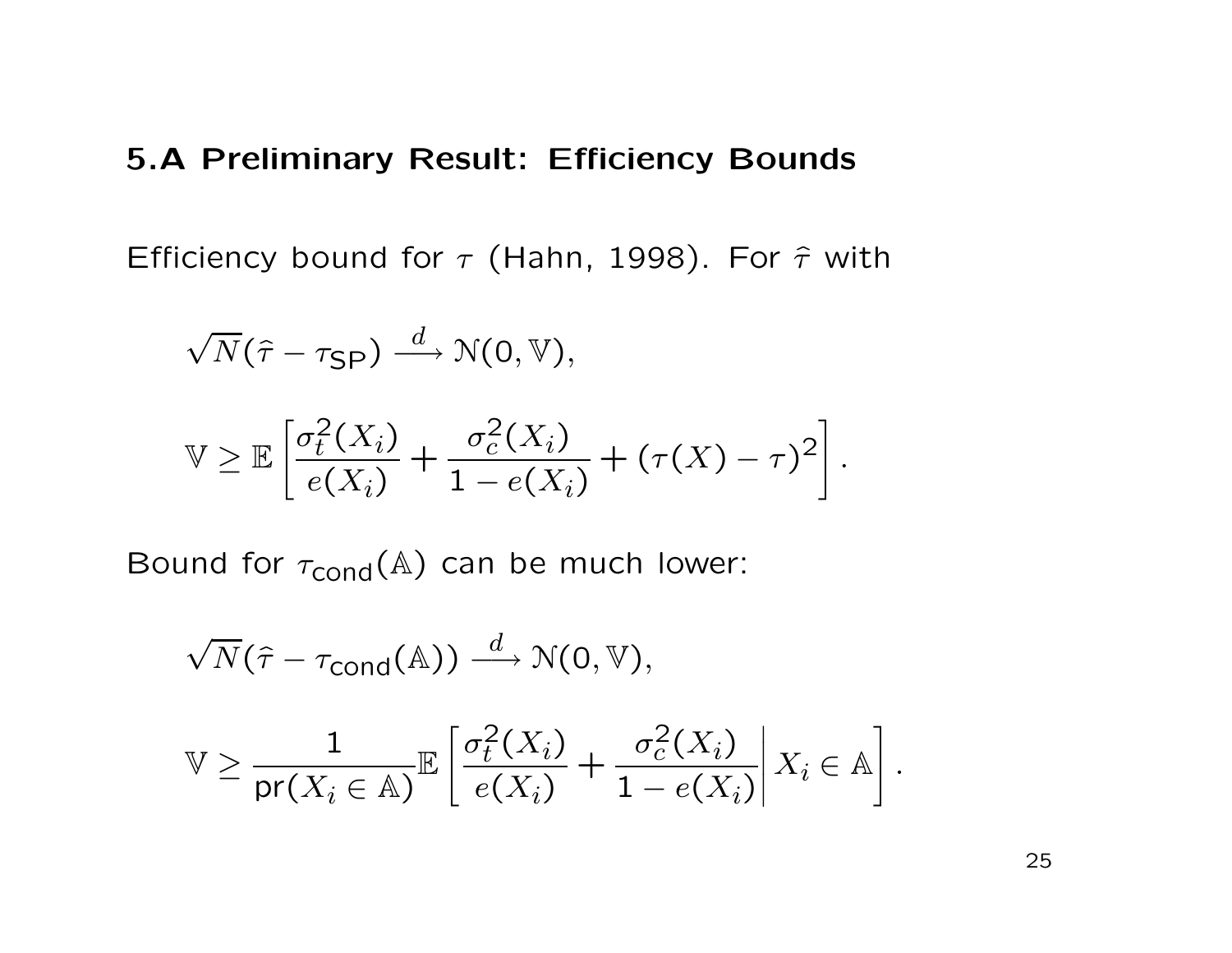## 5.A Preliminary Result: Efficiency Bounds

Efficiency bound for $\tau$ (Hahn, 1998). For $\hat{\tau}$ with

$$\sqrt{N}(\hat{\tau} - \tau_{\text{SP}}) \xrightarrow{d} \mathcal{N}(0, \mathbb{V}),$$

$$\mathbb{V} \geq \mathbb{E}\left[\frac{\sigma_t^2(X_i)}{e(X_i)} + \frac{\sigma_c^2(X_i)}{1 - e(X_i)} + (\tau(X) - \tau)^2\right].$$

Bound for $\tau_{\text{cond}}(\mathbb{A})$ can be much lower:

$$\sqrt{N}(\hat{\tau} - \tau_{\text{cond}}(\mathbb{A})) \xrightarrow{d} \mathcal{N}(0, \mathbb{V}),$$

$$\mathbb{V} \geq \frac{1}{\text{pr}(X_i \in \mathbb{A})}\mathbb{E}\left[\frac{\sigma_t^2(X_i)}{e(X_i)} + \frac{\sigma_c^2(X_i)}{1 - e(X_i)}\middle| X_i \in \mathbb{A}\right].$$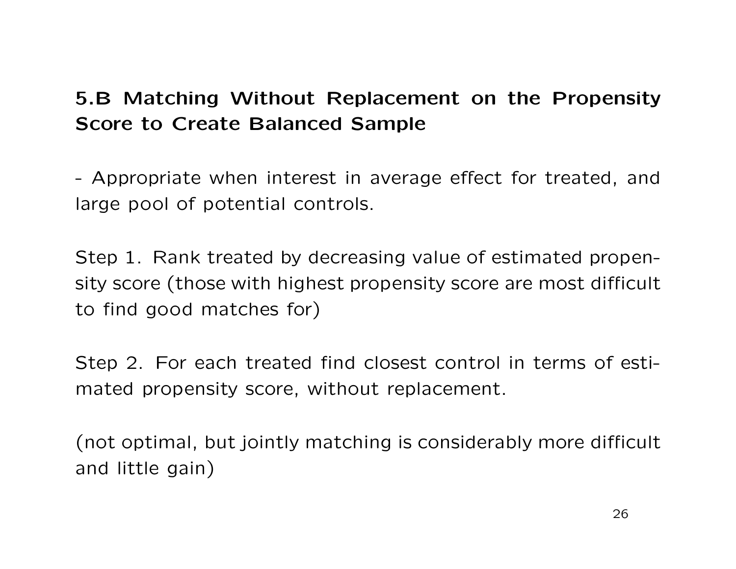## 5.B Matching Without Replacement on the Propensity Score to Create Balanced Sample

- Appropriate when interest in average effect for treated, and large pool of potential controls.

Step 1. Rank treated by decreasing value of estimated propensity score (those with highest propensity score are most difficult to find good matches for)

Step 2. For each treated find closest control in terms of estimated propensity score, without replacement.

(not optimal, but jointly matching is considerably more difficult and little gain)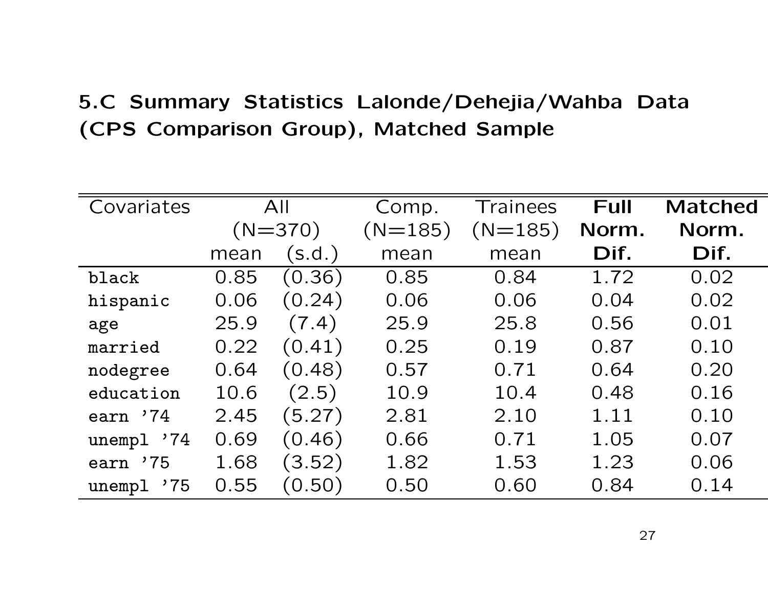## 5.C Summary Statistics Lalonde/Dehejia/Wahba Data (CPS Comparison Group), Matched Sample

| Covariates | All (N=370) mean | (s.d.) | Comp. (N=185) mean | Trainees (N=185) mean | **Full Norm. Dif.** | **Matched Norm. Dif.** |
|---|---|---|---|---|---|---|
| black | 0.85 | (0.36) | 0.85 | 0.84 | 1.72 | 0.02 |
| hispanic | 0.06 | (0.24) | 0.06 | 0.06 | 0.04 | 0.02 |
| age | 25.9 | (7.4) | 25.9 | 25.8 | 0.56 | 0.01 |
| married | 0.22 | (0.41) | 0.25 | 0.19 | 0.87 | 0.10 |
| nodegree | 0.64 | (0.48) | 0.57 | 0.71 | 0.64 | 0.20 |
| education | 10.6 | (2.5) | 10.9 | 10.4 | 0.48 | 0.16 |
| earn '74 | 2.45 | (5.27) | 2.81 | 2.10 | 1.11 | 0.10 |
| unempl '74 | 0.69 | (0.46) | 0.66 | 0.71 | 1.05 | 0.07 |
| earn '75 | 1.68 | (3.52) | 1.82 | 1.53 | 1.23 | 0.06 |
| unempl '75 | 0.55 | (0.50) | 0.50 | 0.60 | 0.84 | 0.14 |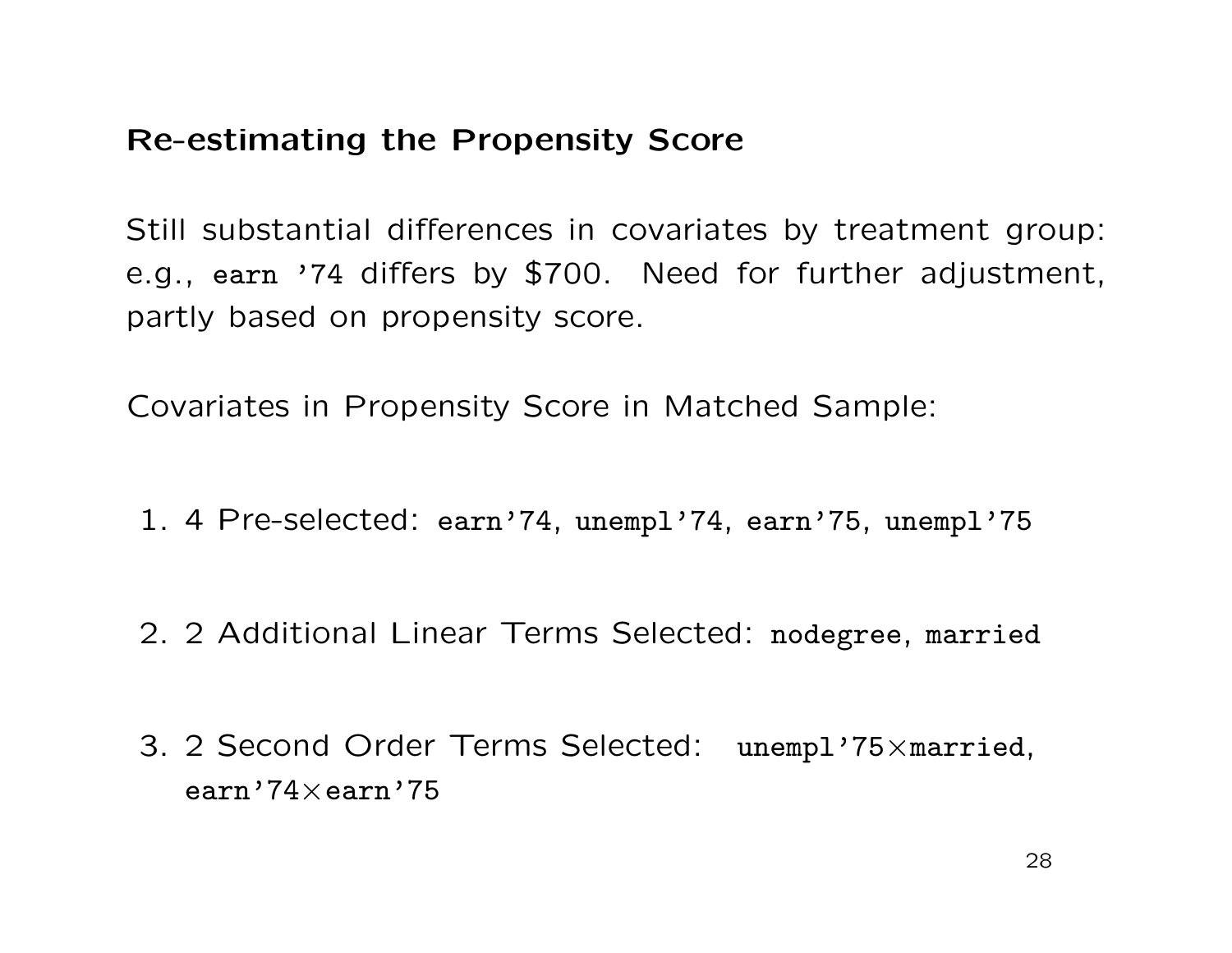## Re-estimating the Propensity Score

Still substantial differences in covariates by treatment group: e.g., `earn '74` differs by \$700. Need for further adjustment, partly based on propensity score.

Covariates in Propensity Score in Matched Sample:

1. 4 Pre-selected: `earn'74`, `unempl'74`, `earn'75`, `unempl'75`

2. 2 Additional Linear Terms Selected: `nodegree`, `married`

3. 2 Second Order Terms Selected: `unempl'75`$\times$`married`, `earn'74`$\times$`earn'75`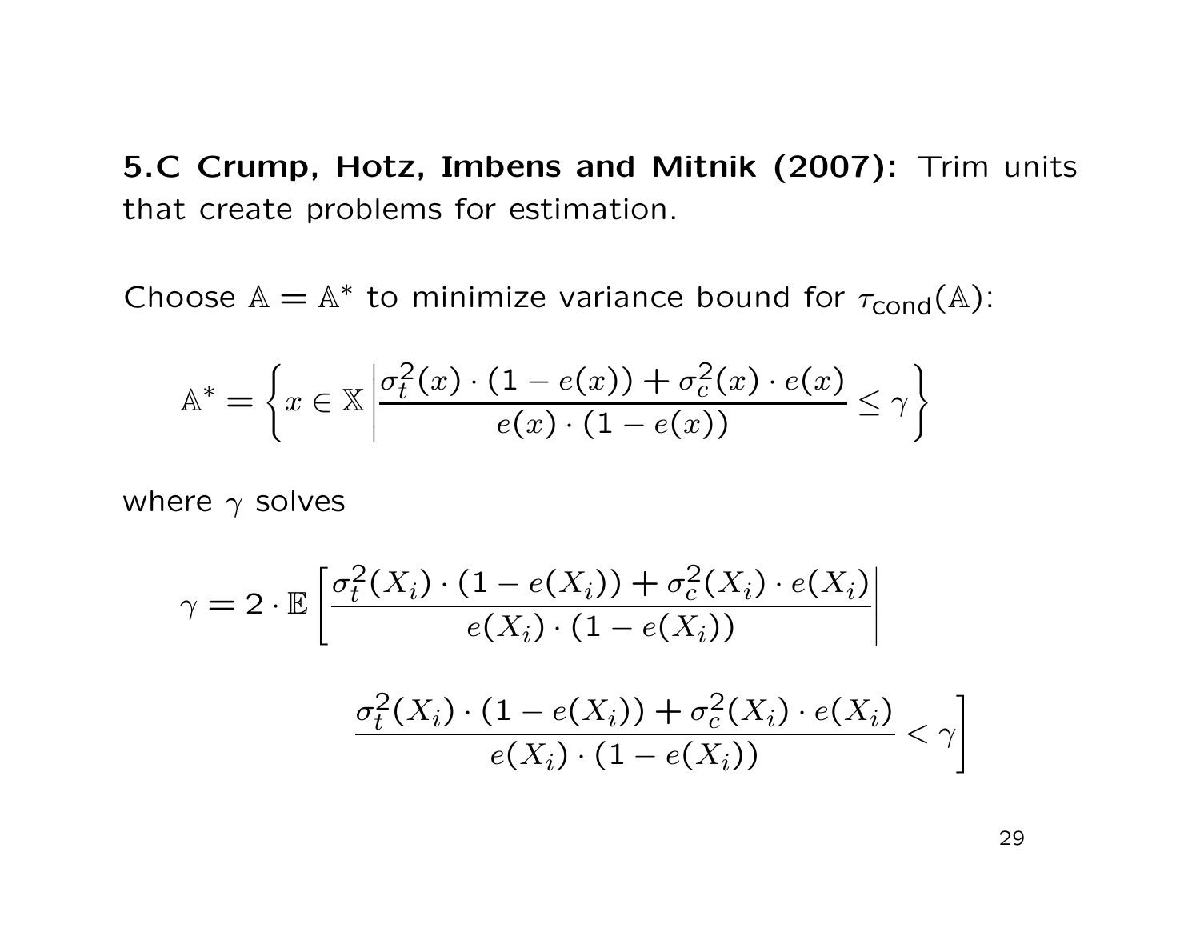**5.C Crump, Hotz, Imbens and Mitnik (2007):** Trim units that create problems for estimation.

Choose $\mathbb{A} = \mathbb{A}^*$ to minimize variance bound for $\tau_{\text{cond}}(\mathbb{A})$:

$$\mathbb{A}^* = \left\{ x \in \mathbb{X} \left| \frac{\sigma_t^2(x) \cdot (1 - e(x)) + \sigma_c^2(x) \cdot e(x)}{e(x) \cdot (1 - e(x))} \leq \gamma \right. \right\}$$

where $\gamma$ solves

$$\gamma = 2 \cdot \mathbb{E}\left[ \frac{\sigma_t^2(X_i) \cdot (1 - e(X_i)) + \sigma_c^2(X_i) \cdot e(X_i)}{e(X_i) \cdot (1 - e(X_i))} \right| \left. \frac{\sigma_t^2(X_i) \cdot (1 - e(X_i)) + \sigma_c^2(X_i) \cdot e(X_i)}{e(X_i) \cdot (1 - e(X_i))} < \gamma \right]$$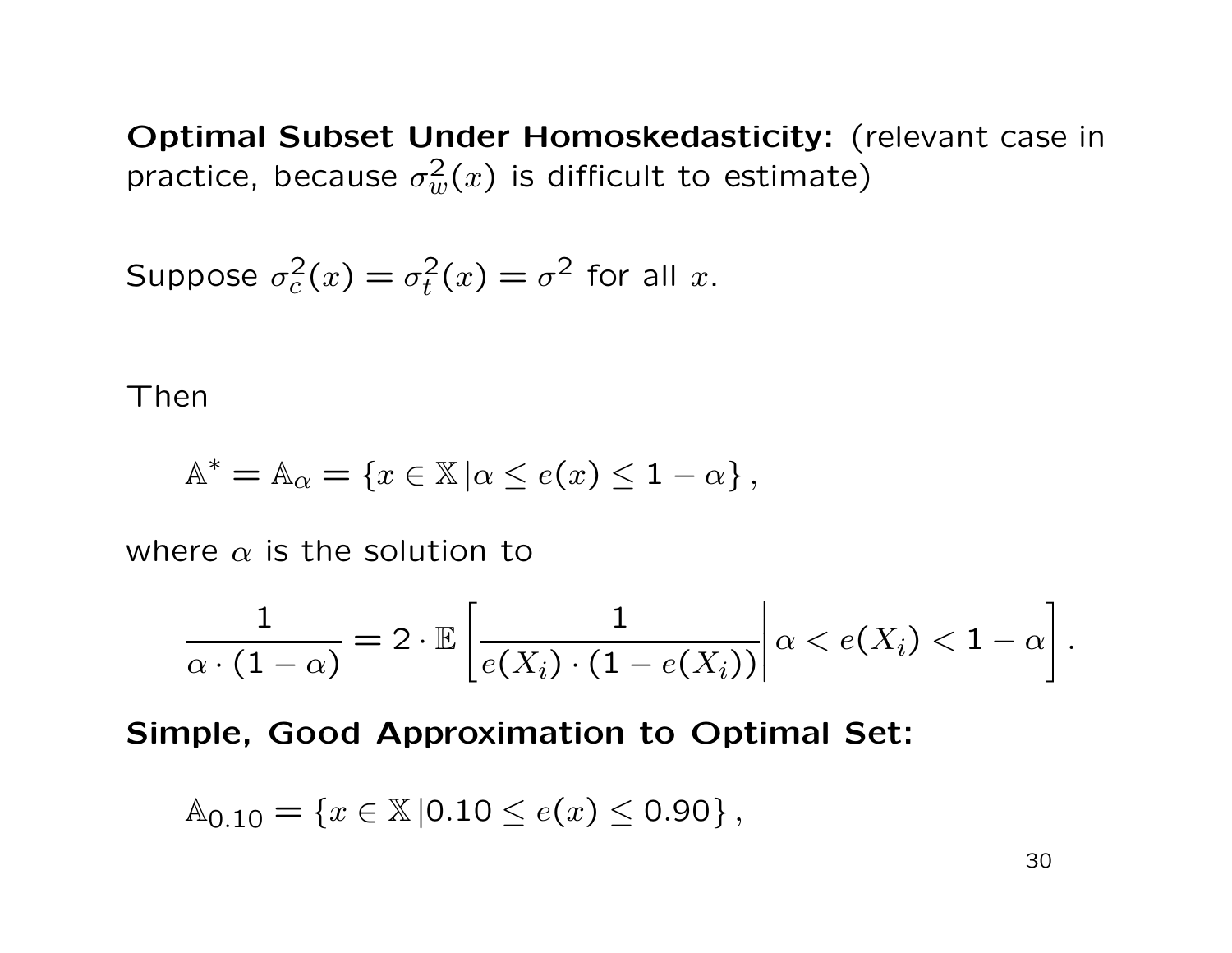**Optimal Subset Under Homoskedasticity:** (relevant case in practice, because $\sigma_w^2(x)$ is difficult to estimate)

Suppose $\sigma_c^2(x) = \sigma_t^2(x) = \sigma^2$ for all $x$.

Then

$$\mathbb{A}^* = \mathbb{A}_\alpha = \{x \in \mathbb{X} | \alpha \leq e(x) \leq 1 - \alpha\},$$

where $\alpha$ is the solution to

$$\frac{1}{\alpha \cdot (1-\alpha)} = 2 \cdot \mathbb{E}\left[ \frac{1}{e(X_i) \cdot (1 - e(X_i))} \middle| \alpha < e(X_i) < 1 - \alpha \right].$$

**Simple, Good Approximation to Optimal Set:**

$$\mathbb{A}_{0.10} = \{x \in \mathbb{X} | 0.10 \leq e(x) \leq 0.90\},$$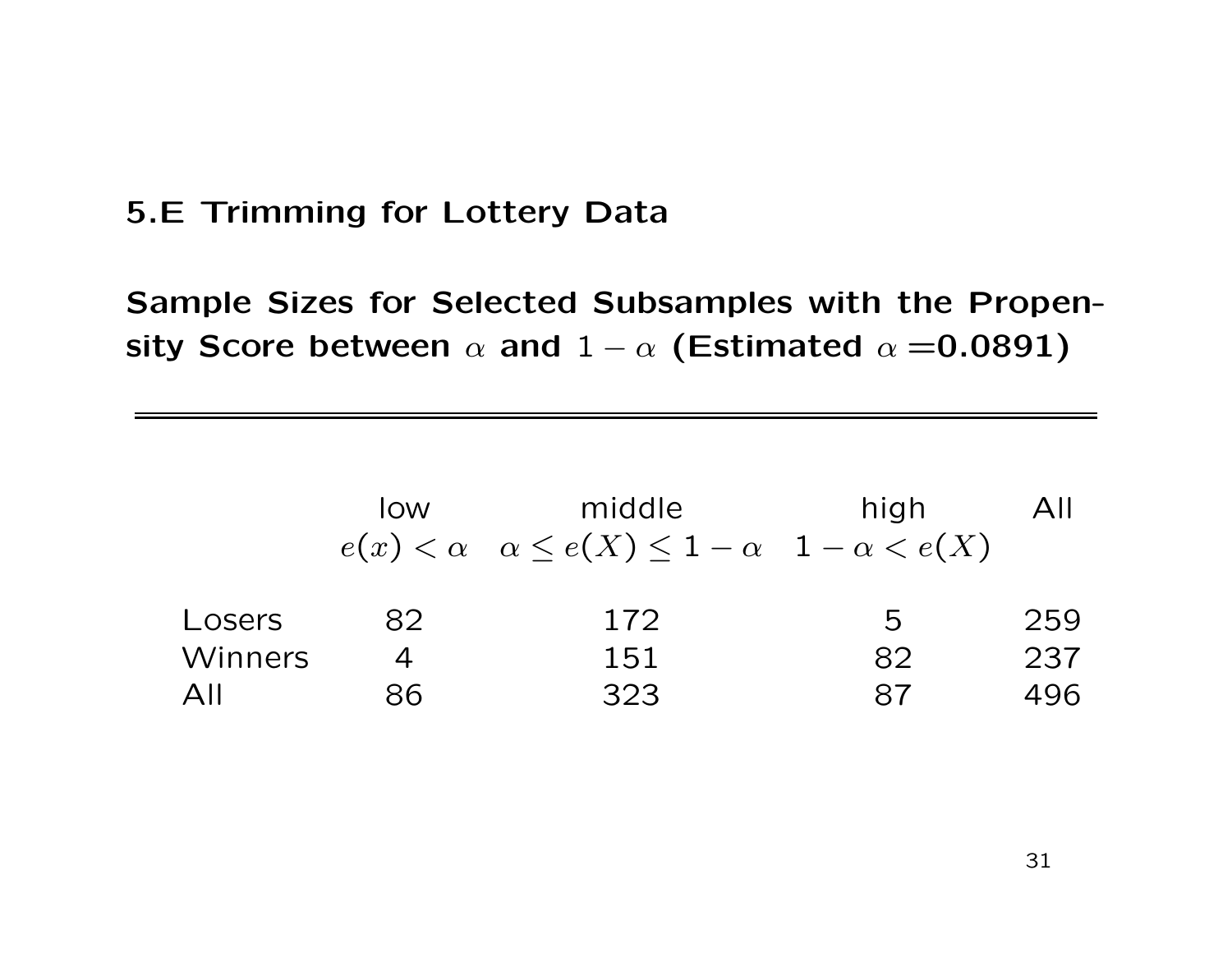## 5.E Trimming for Lottery Data

**Sample Sizes for Selected Subsamples with the Propensity Score between $\alpha$ and $1-\alpha$ (Estimated $\alpha$ =0.0891)**

| | low | middle | high | All |
|---|---|---|---|---|
| | $e(x) < \alpha$ | $\alpha \leq e(X) \leq 1-\alpha$ | $1-\alpha < e(X)$ | |
| Losers | 82 | 172 | 5 | 259 |
| Winners | 4 | 151 | 82 | 237 |
| All | 86 | 323 | 87 | 496 |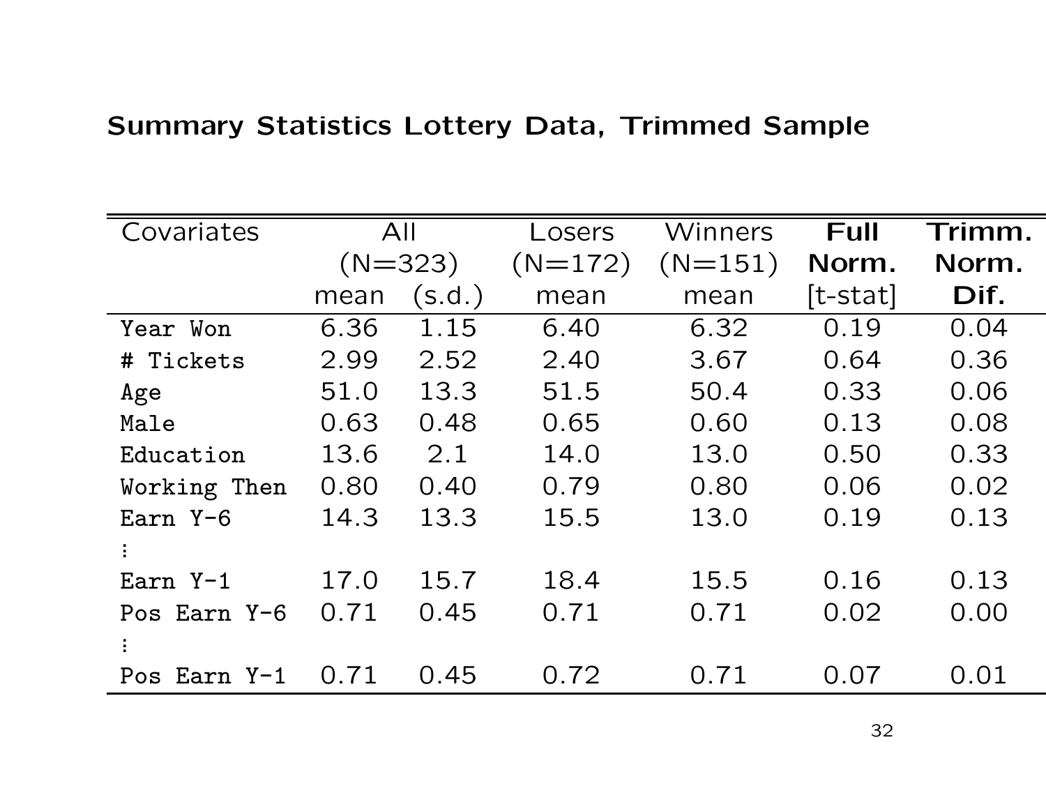## Summary Statistics Lottery Data, Trimmed Sample

| Covariates | All (N=323) mean | (s.d.) | Losers (N=172) mean | Winners (N=151) mean | **Full Norm.** [t-stat] | **Trimm. Norm. Dif.** |
|---|---|---|---|---|---|---|
| Year Won | 6.36 | 1.15 | 6.40 | 6.32 | 0.19 | 0.04 |
| # Tickets | 2.99 | 2.52 | 2.40 | 3.67 | 0.64 | 0.36 |
| Age | 51.0 | 13.3 | 51.5 | 50.4 | 0.33 | 0.06 |
| Male | 0.63 | 0.48 | 0.65 | 0.60 | 0.13 | 0.08 |
| Education | 13.6 | 2.1 | 14.0 | 13.0 | 0.50 | 0.33 |
| Working Then | 0.80 | 0.40 | 0.79 | 0.80 | 0.06 | 0.02 |
| Earn Y-6 | 14.3 | 13.3 | 15.5 | 13.0 | 0.19 | 0.13 |
| ⋮ | | | | | | |
| Earn Y-1 | 17.0 | 15.7 | 18.4 | 15.5 | 0.16 | 0.13 |
| Pos Earn Y-6 | 0.71 | 0.45 | 0.71 | 0.71 | 0.02 | 0.00 |
| ⋮ | | | | | | |
| Pos Earn Y-1 | 0.71 | 0.45 | 0.72 | 0.71 | 0.07 | 0.01 |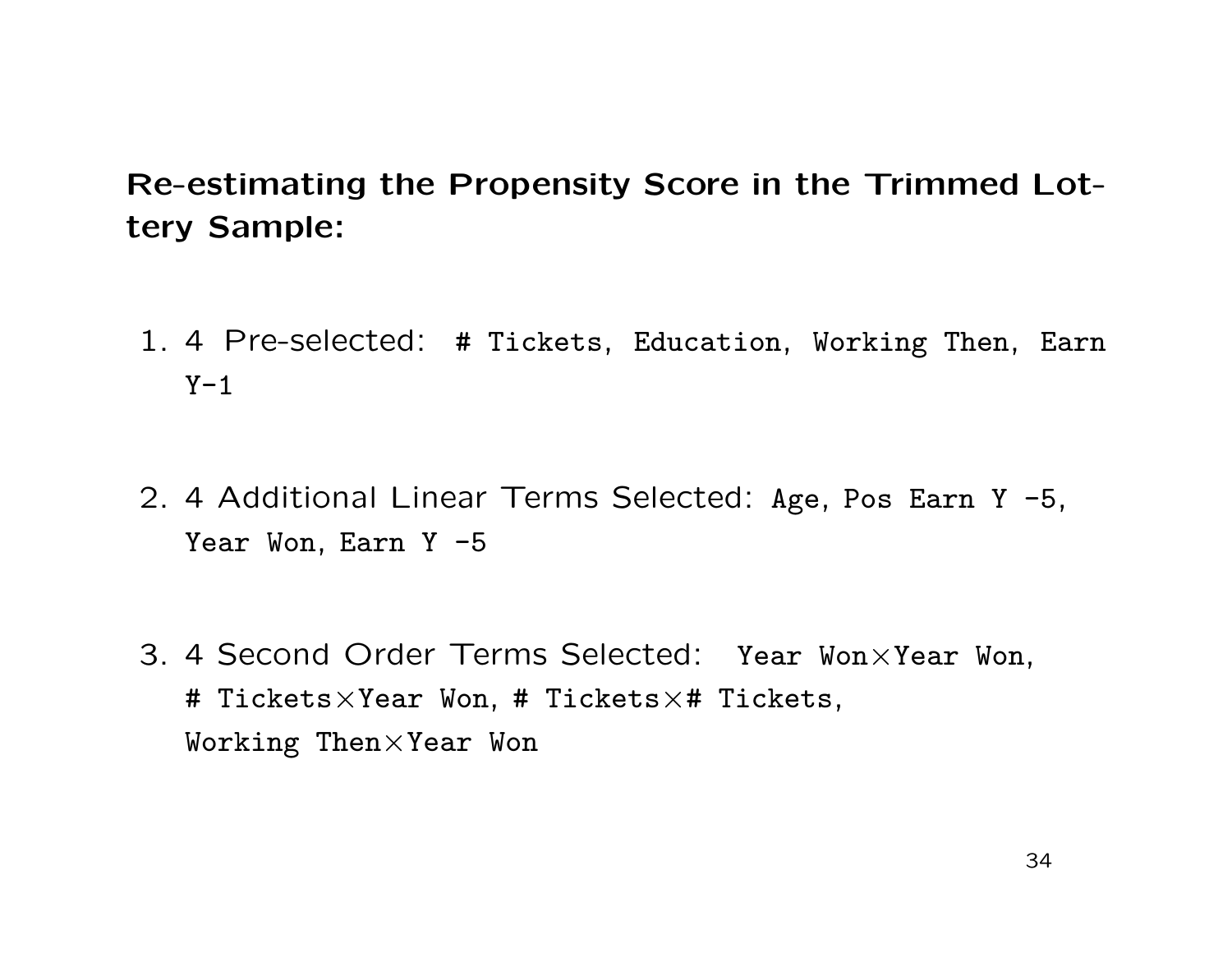**Re-estimating the Propensity Score in the Trimmed Lottery Sample:**

1. 4 Pre-selected: `# Tickets`, `Education`, `Working Then`, `Earn Y-1`

2. 4 Additional Linear Terms Selected: `Age`, `Pos Earn Y -5`, `Year Won`, `Earn Y -5`

3. 4 Second Order Terms Selected: `Year Won`×`Year Won`, `# Tickets`×`Year Won`, `# Tickets`×`# Tickets`, `Working Then`×`Year Won`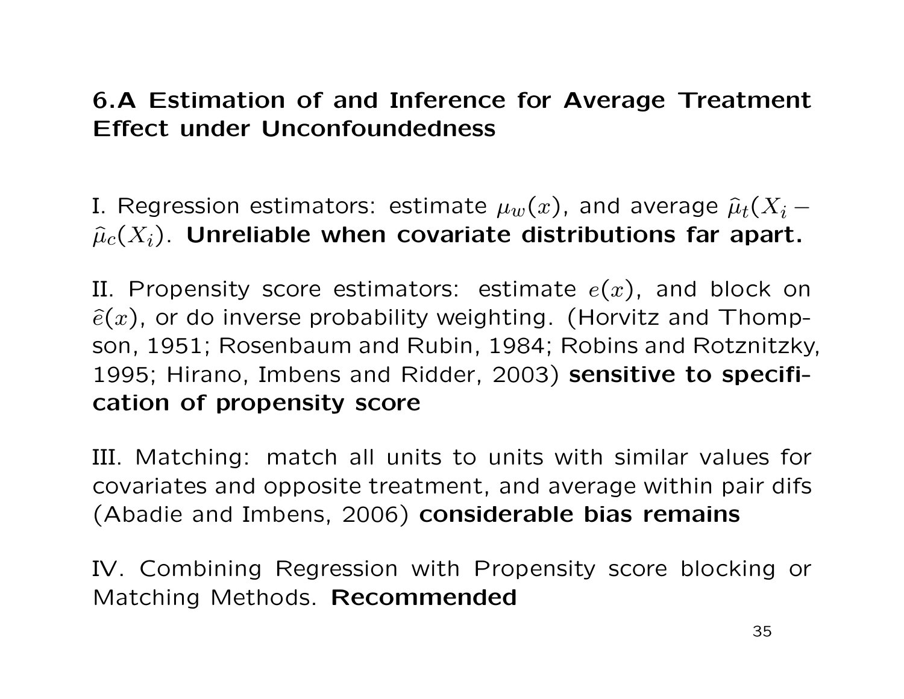## 6.A Estimation of and Inference for Average Treatment Effect under Unconfoundedness

I. Regression estimators: estimate $\mu_w(x)$, and average $\widehat{\mu}_t(X_i - \widehat{\mu}_c(X_i)$. **Unreliable when covariate distributions far apart.**

II. Propensity score estimators: estimate $e(x)$, and block on $\widehat{e}(x)$, or do inverse probability weighting. (Horvitz and Thompson, 1951; Rosenbaum and Rubin, 1984; Robins and Rotznitzky, 1995; Hirano, Imbens and Ridder, 2003) **sensitive to specification of propensity score**

III. Matching: match all units to units with similar values for covariates and opposite treatment, and average within pair difs (Abadie and Imbens, 2006) **considerable bias remains**

IV. Combining Regression with Propensity score blocking or Matching Methods. **Recommended**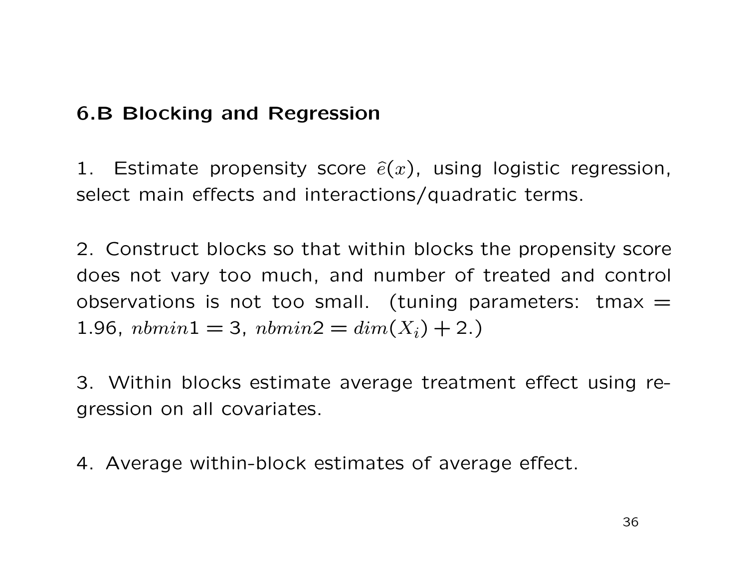## 6.B Blocking and Regression

1. Estimate propensity score $\widehat{e}(x)$, using logistic regression, select main effects and interactions/quadratic terms.

2. Construct blocks so that within blocks the propensity score does not vary too much, and number of treated and control observations is not too small. (tuning parameters: tmax = 1.96, $nbmin1 = 3$, $nbmin2 = dim(X_i) + 2$.)

3. Within blocks estimate average treatment effect using regression on all covariates.

4. Average within-block estimates of average effect.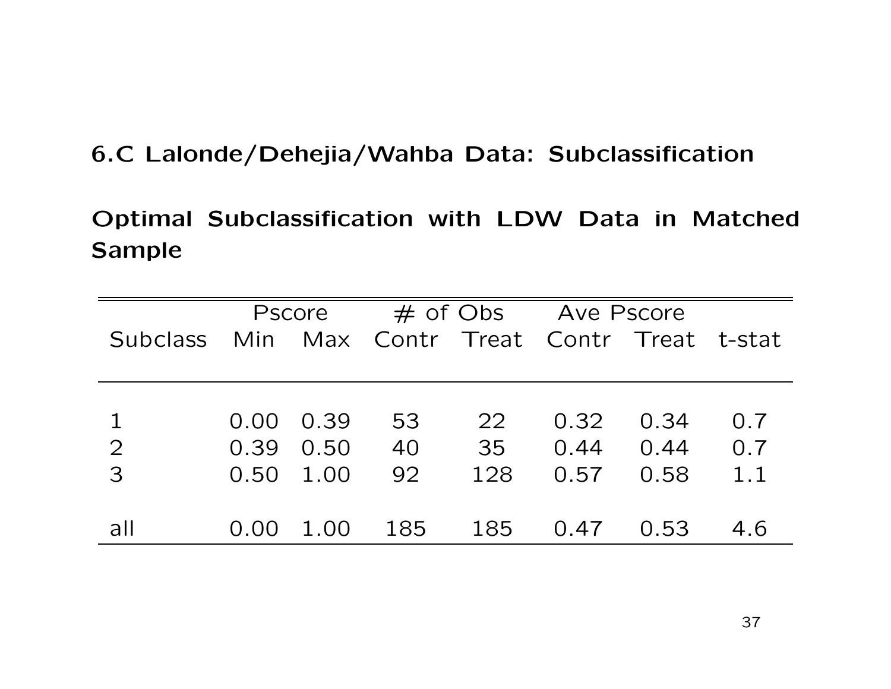## 6.C Lalonde/Dehejia/Wahba Data: Subclassification

**Optimal Subclassification with LDW Data in Matched Sample**

| | Pscore | | # of Obs | | Ave Pscore | | |
|---|---|---|---|---|---|---|---|
| Subclass | Min | Max | Contr | Treat | Contr | Treat | t-stat |
| 1 | 0.00 | 0.39 | 53 | 22 | 0.32 | 0.34 | 0.7 |
| 2 | 0.39 | 0.50 | 40 | 35 | 0.44 | 0.44 | 0.7 |
| 3 | 0.50 | 1.00 | 92 | 128 | 0.57 | 0.58 | 1.1 |
| all | 0.00 | 1.00 | 185 | 185 | 0.47 | 0.53 | 4.6 |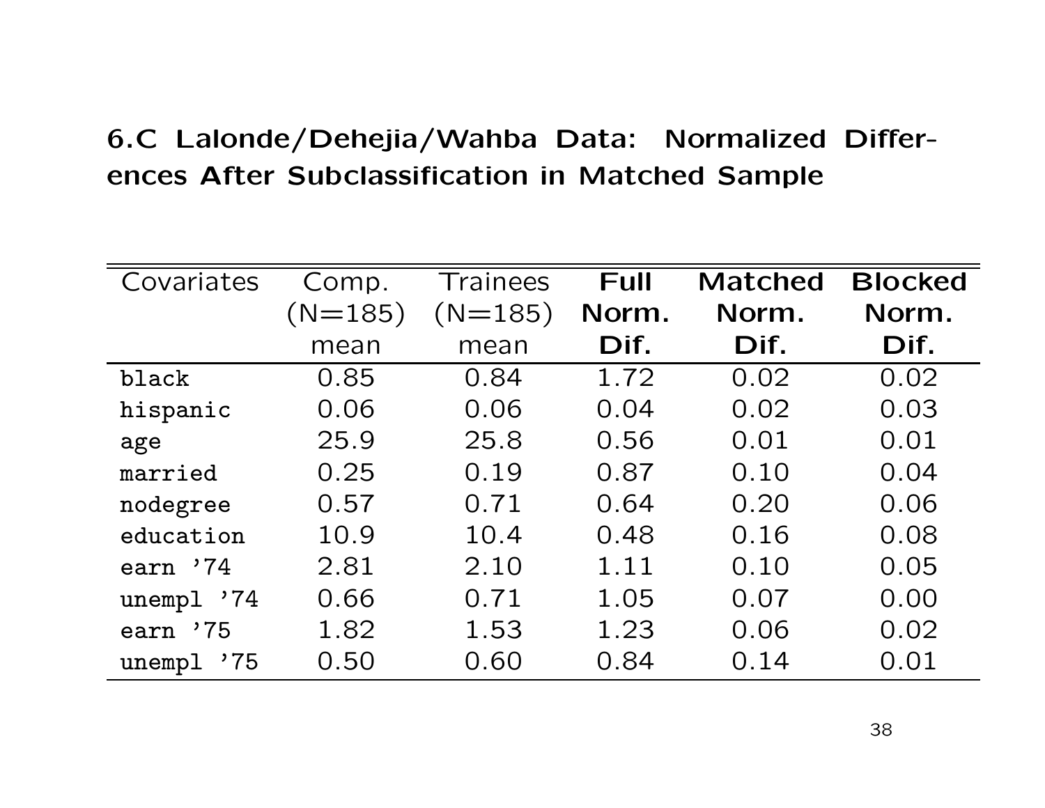## 6.C Lalonde/Dehejia/Wahba Data: Normalized Differences After Subclassification in Matched Sample

| Covariates | Comp. (N=185) mean | Trainees (N=185) mean | **Full Norm. Dif.** | **Matched Norm. Dif.** | **Blocked Norm. Dif.** |
|---|---|---|---|---|---|
| `black` | 0.85 | 0.84 | 1.72 | 0.02 | 0.02 |
| `hispanic` | 0.06 | 0.06 | 0.04 | 0.02 | 0.03 |
| `age` | 25.9 | 25.8 | 0.56 | 0.01 | 0.01 |
| `married` | 0.25 | 0.19 | 0.87 | 0.10 | 0.04 |
| `nodegree` | 0.57 | 0.71 | 0.64 | 0.20 | 0.06 |
| `education` | 10.9 | 10.4 | 0.48 | 0.16 | 0.08 |
| `earn '74` | 2.81 | 2.10 | 1.11 | 0.10 | 0.05 |
| `unempl '74` | 0.66 | 0.71 | 1.05 | 0.07 | 0.00 |
| `earn '75` | 1.82 | 1.53 | 1.23 | 0.06 | 0.02 |
| `unempl '75` | 0.50 | 0.60 | 0.84 | 0.14 | 0.01 |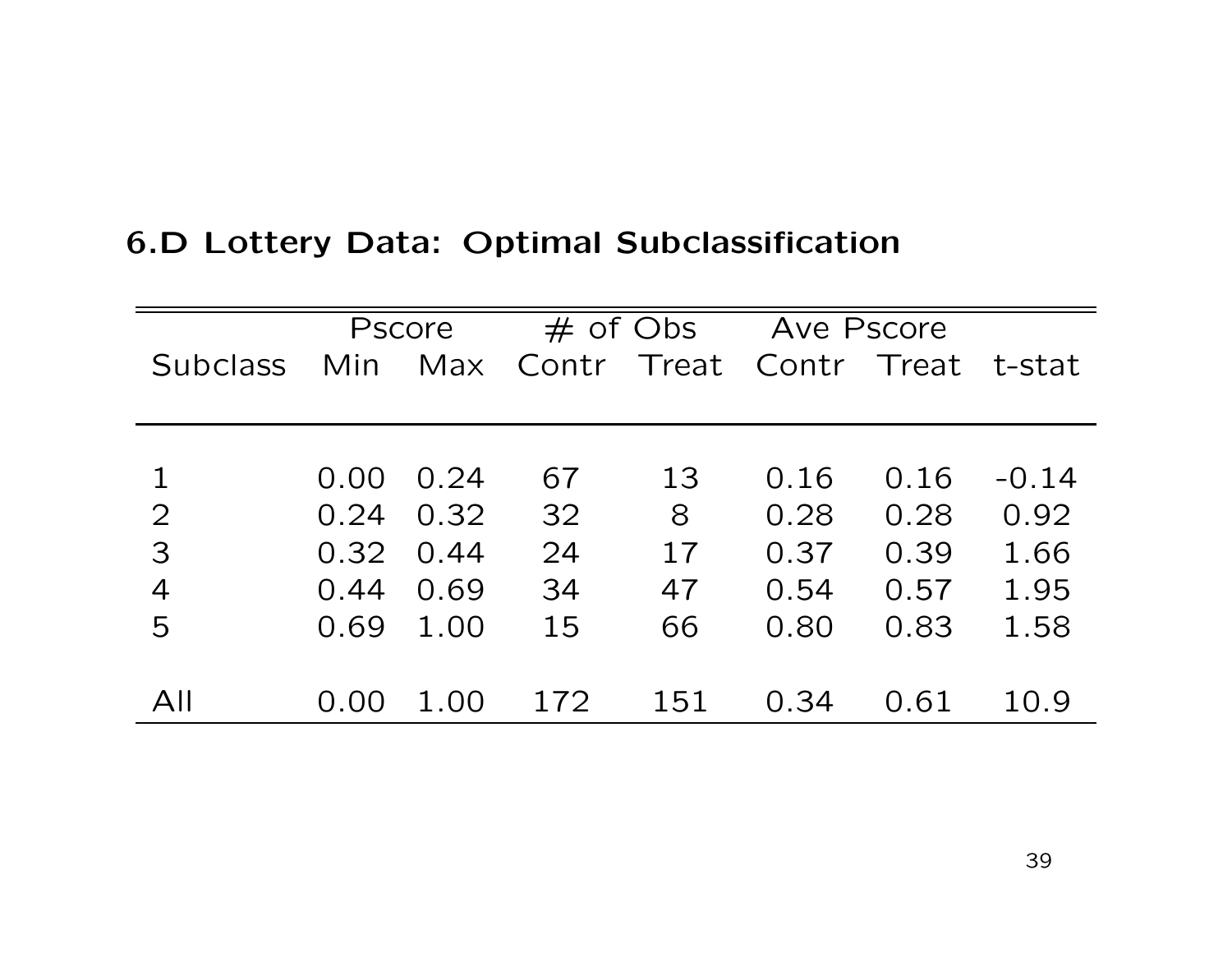## 6.D Lottery Data: Optimal Subclassification

| | Pscore | | # of Obs | | Ave Pscore | | |
|---|---|---|---|---|---|---|---|
| Subclass | Min | Max | Contr | Treat | Contr | Treat | t-stat |
| 1 | 0.00 | 0.24 | 67 | 13 | 0.16 | 0.16 | -0.14 |
| 2 | 0.24 | 0.32 | 32 | 8 | 0.28 | 0.28 | 0.92 |
| 3 | 0.32 | 0.44 | 24 | 17 | 0.37 | 0.39 | 1.66 |
| 4 | 0.44 | 0.69 | 34 | 47 | 0.54 | 0.57 | 1.95 |
| 5 | 0.69 | 1.00 | 15 | 66 | 0.80 | 0.83 | 1.58 |
| All | 0.00 | 1.00 | 172 | 151 | 0.34 | 0.61 | 10.9 |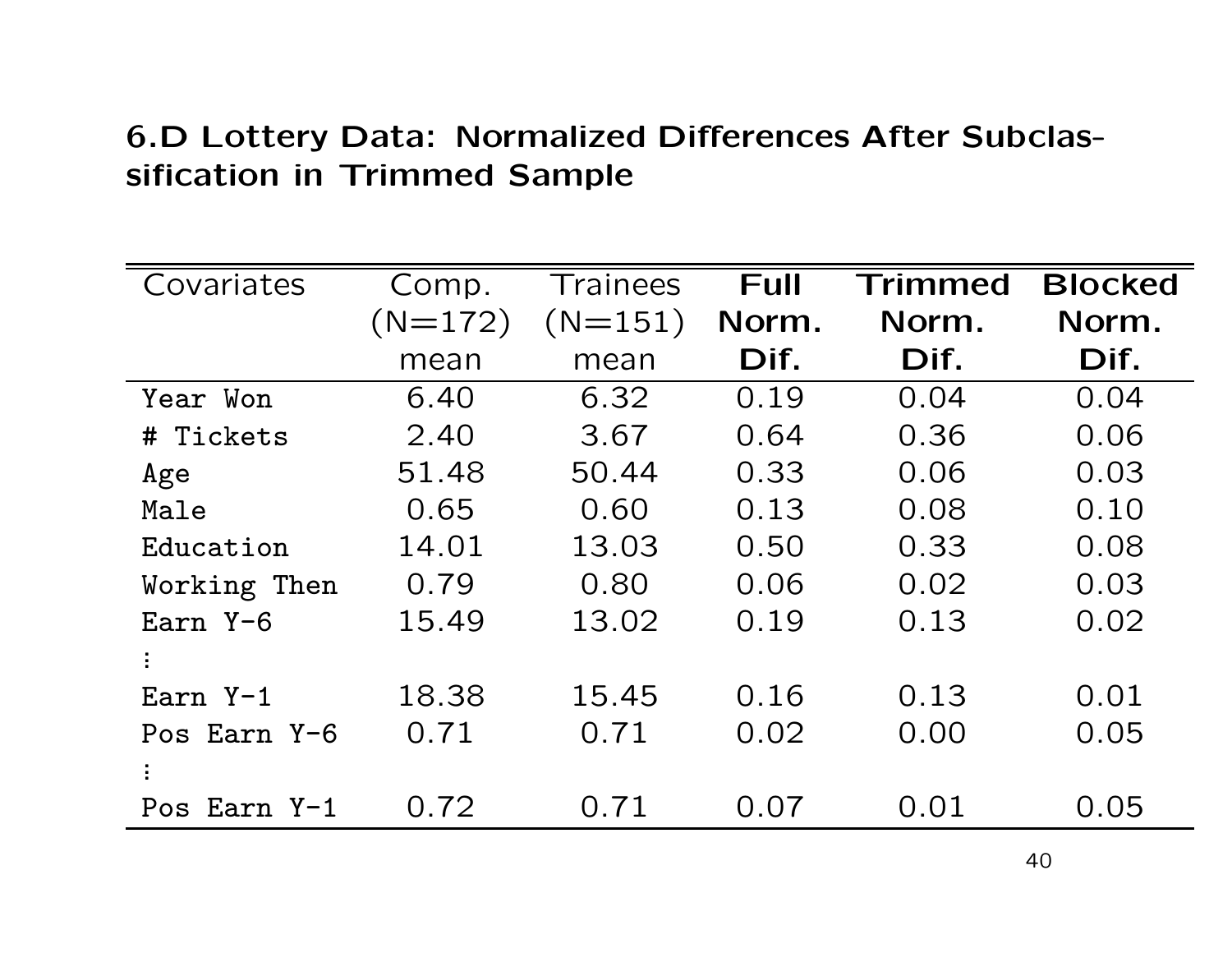## 6.D Lottery Data: Normalized Differences After Subclassification in Trimmed Sample

| Covariates | Comp. (N=172) mean | Trainees (N=151) mean | **Full Norm. Dif.** | **Trimmed Norm. Dif.** | **Blocked Norm. Dif.** |
|---|---|---|---|---|---|
| Year Won | 6.40 | 6.32 | 0.19 | 0.04 | 0.04 |
| # Tickets | 2.40 | 3.67 | 0.64 | 0.36 | 0.06 |
| Age | 51.48 | 50.44 | 0.33 | 0.06 | 0.03 |
| Male | 0.65 | 0.60 | 0.13 | 0.08 | 0.10 |
| Education | 14.01 | 13.03 | 0.50 | 0.33 | 0.08 |
| Working Then | 0.79 | 0.80 | 0.06 | 0.02 | 0.03 |
| Earn Y-6 | 15.49 | 13.02 | 0.19 | 0.13 | 0.02 |
| ⋮ | | | | | |
| Earn Y-1 | 18.38 | 15.45 | 0.16 | 0.13 | 0.01 |
| Pos Earn Y-6 | 0.71 | 0.71 | 0.02 | 0.00 | 0.05 |
| ⋮ | | | | | |
| Pos Earn Y-1 | 0.72 | 0.71 | 0.07 | 0.01 | 0.05 |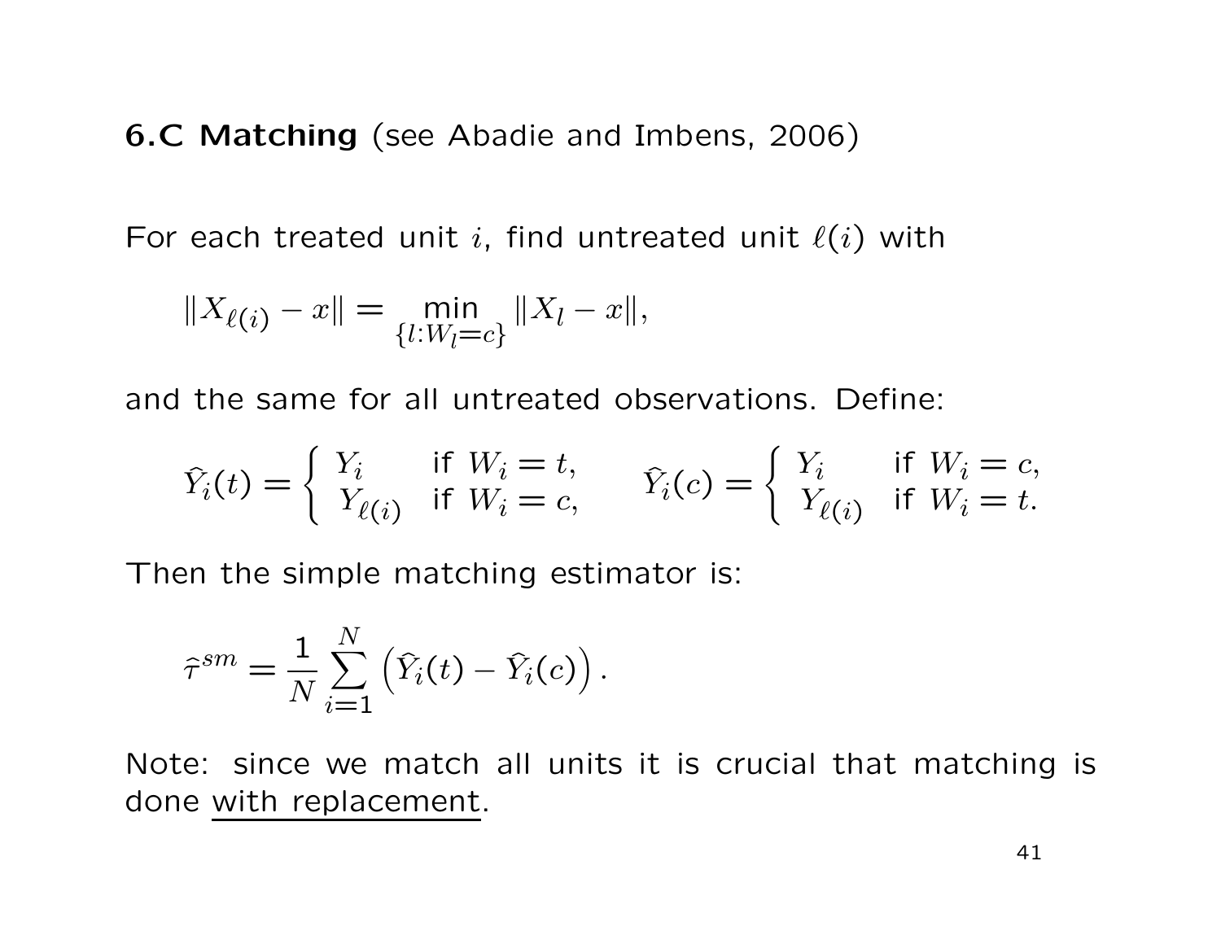**6.C Matching** (see Abadie and Imbens, 2006)

For each treated unit $i$, find untreated unit $\ell(i)$ with

$$\|X_{\ell(i)} - x\| = \min_{\{l: W_l = c\}} \|X_l - x\|,$$

and the same for all untreated observations. Define:

$$\hat{Y}_i(t) = \begin{cases} Y_i & \text{if } W_i = t, \\ Y_{\ell(i)} & \text{if } W_i = c, \end{cases} \qquad \hat{Y}_i(c) = \begin{cases} Y_i & \text{if } W_i = c, \\ Y_{\ell(i)} & \text{if } W_i = t. \end{cases}$$

Then the simple matching estimator is:

$$\hat{\tau}^{sm} = \frac{1}{N} \sum_{i=1}^{N} \left( \hat{Y}_i(t) - \hat{Y}_i(c) \right).$$

Note: since we match all units it is crucial that matching is done <u>with replacement</u>.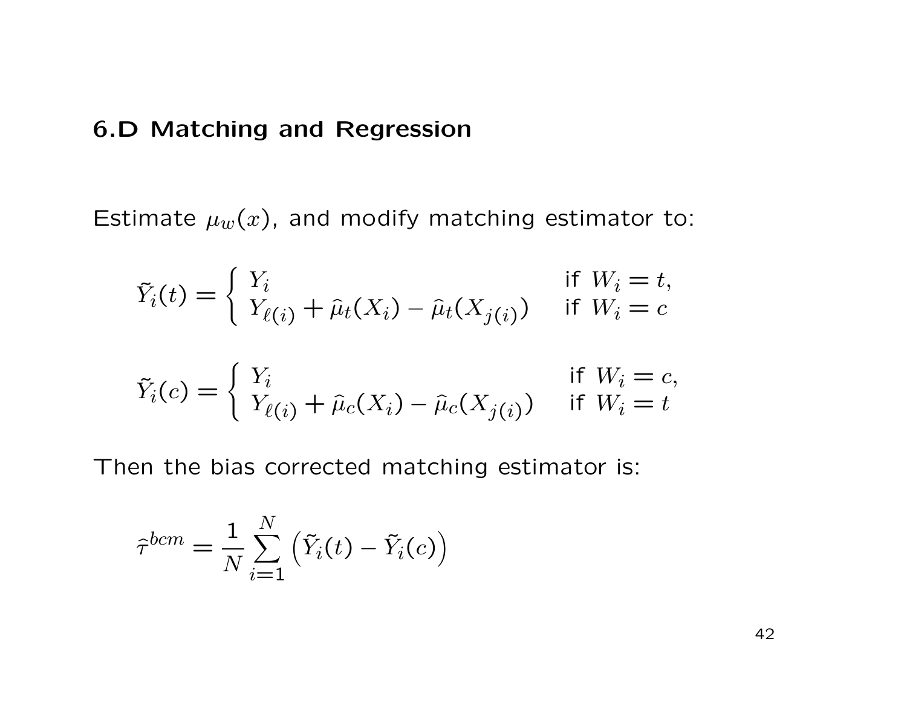## 6.D Matching and Regression

Estimate $\mu_w(x)$, and modify matching estimator to:

$$\tilde{Y}_i(t) = \begin{cases} Y_i & \text{if } W_i = t, \\ Y_{\ell(i)} + \hat{\mu}_t(X_i) - \hat{\mu}_t(X_{j(i)}) & \text{if } W_i = c \end{cases}$$

$$\tilde{Y}_i(c) = \begin{cases} Y_i & \text{if } W_i = c, \\ Y_{\ell(i)} + \hat{\mu}_c(X_i) - \hat{\mu}_c(X_{j(i)}) & \text{if } W_i = t \end{cases}$$

Then the bias corrected matching estimator is:

$$\hat{\tau}^{bcm} = \frac{1}{N} \sum_{i=1}^{N} \left( \tilde{Y}_i(t) - \tilde{Y}_i(c) \right)$$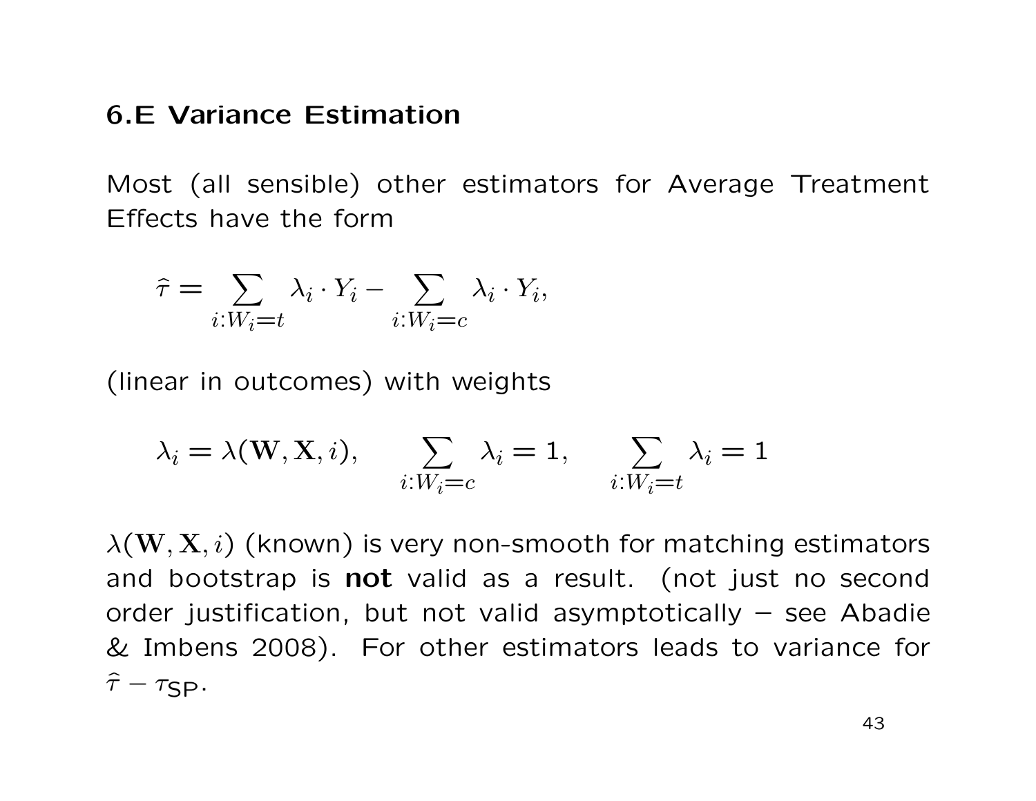## 6.E Variance Estimation

Most (all sensible) other estimators for Average Treatment Effects have the form

$$\hat{\tau} = \sum_{i:W_i=t} \lambda_i \cdot Y_i - \sum_{i:W_i=c} \lambda_i \cdot Y_i,$$

(linear in outcomes) with weights

$$\lambda_i = \lambda(\mathbf{W}, \mathbf{X}, i), \qquad \sum_{i:W_i=c} \lambda_i = 1, \qquad \sum_{i:W_i=t} \lambda_i = 1$$

$\lambda(\mathbf{W}, \mathbf{X}, i)$ (known) is very non-smooth for matching estimators and bootstrap is **not** valid as a result. (not just no second order justification, but not valid asymptotically – see Abadie & Imbens 2008). For other estimators leads to variance for $\hat{\tau} - \tau_{\text{SP}}$.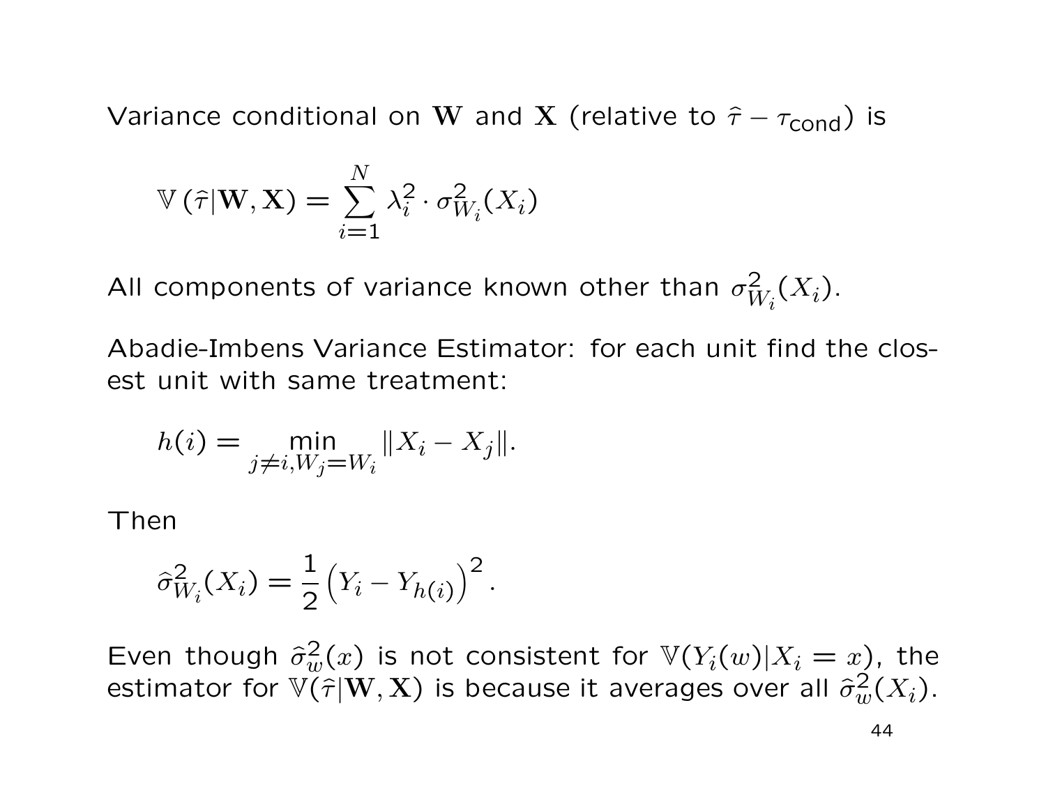Variance conditional on $\mathbf{W}$ and $\mathbf{X}$ (relative to $\hat{\tau} - \tau_{\text{cond}}$) is

$$\mathbb{V}\left(\hat{\tau}|\mathbf{W}, \mathbf{X}\right) = \sum_{i=1}^{N} \lambda_i^2 \cdot \sigma_{W_i}^2(X_i)$$

All components of variance known other than $\sigma_{W_i}^2(X_i)$.

Abadie-Imbens Variance Estimator: for each unit find the closest unit with same treatment:

$$h(i) = \min_{j \neq i, W_j = W_i} \|X_i - X_j\|.$$

Then

$$\hat{\sigma}_{W_i}^2(X_i) = \frac{1}{2}\left(Y_i - Y_{h(i)}\right)^2.$$

Even though $\hat{\sigma}_w^2(x)$ is not consistent for $\mathbb{V}(Y_i(w)|X_i = x)$, the estimator for $\mathbb{V}(\hat{\tau}|\mathbf{W}, \mathbf{X})$ is because it averages over all $\hat{\sigma}_w^2(X_i)$.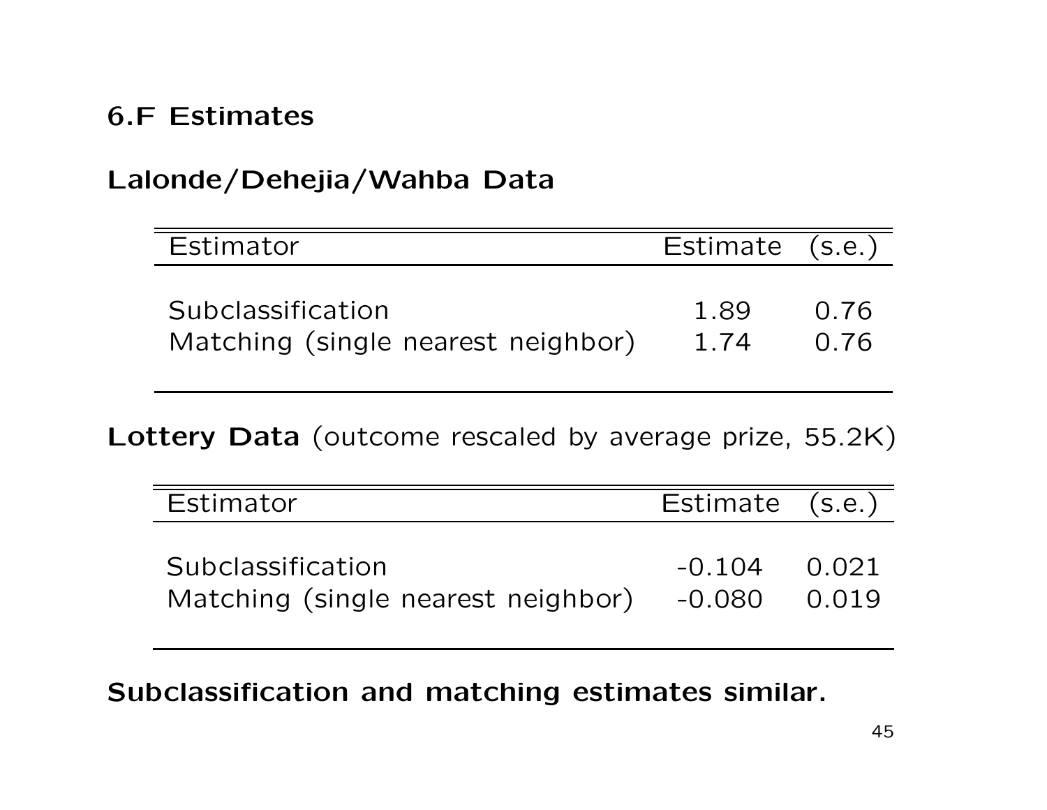## 6.F Estimates

**Lalonde/Dehejia/Wahba Data**

| Estimator | Estimate | (s.e.) |
|---|---|---|
| Subclassification | 1.89 | 0.76 |
| Matching (single nearest neighbor) | 1.74 | 0.76 |

**Lottery Data** (outcome rescaled by average prize, 55.2K)

| Estimator | Estimate | (s.e.) |
|---|---|---|
| Subclassification | -0.104 | 0.021 |
| Matching (single nearest neighbor) | -0.080 | 0.019 |

**Subclassification and matching estimates similar.**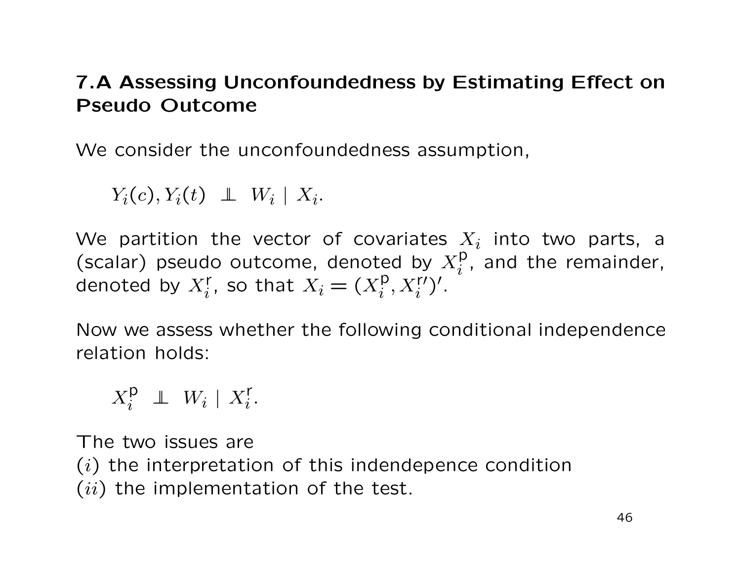## 7.A Assessing Unconfoundedness by Estimating Effect on Pseudo Outcome

We consider the unconfoundedness assumption,

$$Y_i(c), Y_i(t) \perp\!\!\!\perp W_i \mid X_i.$$

We partition the vector of covariates $X_i$ into two parts, a (scalar) pseudo outcome, denoted by $X_i^{\mathsf{p}}$, and the remainder, denoted by $X_i^{\mathsf{r}}$, so that $X_i = (X_i^{\mathsf{p}}, X_i^{\mathsf{r}\prime})'$.

Now we assess whether the following conditional independence relation holds:

$$X_i^{\mathsf{p}} \perp\!\!\!\perp W_i \mid X_i^{\mathsf{r}}.$$

The two issues are
$(i)$ the interpretation of this indendepence condition
$(ii)$ the implementation of the test.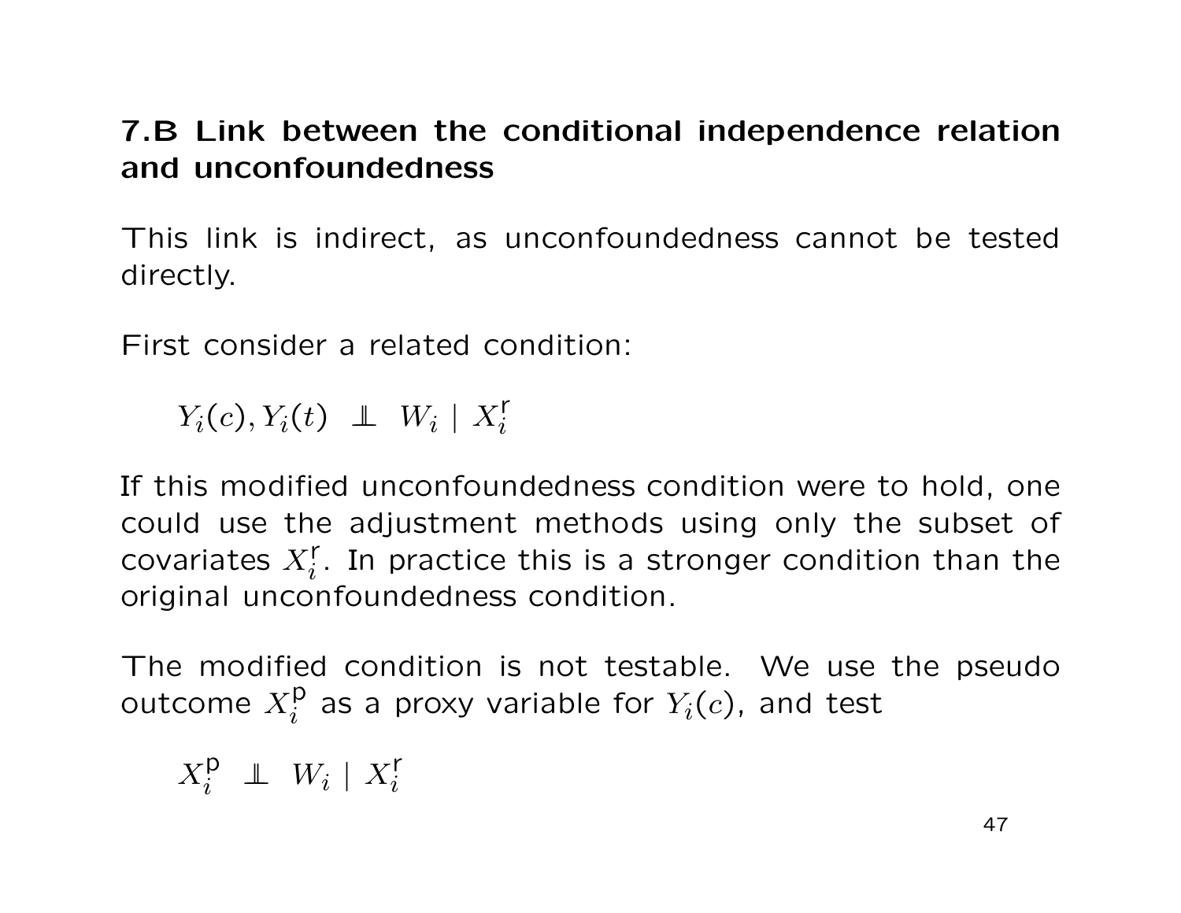## 7.B Link between the conditional independence relation and unconfoundedness

This link is indirect, as unconfoundedness cannot be tested directly.

First consider a related condition:

$$Y_i(c), Y_i(t) \perp\!\!\!\perp W_i \mid X_i^{\mathsf{r}}$$

If this modified unconfoundedness condition were to hold, one could use the adjustment methods using only the subset of covariates $X_i^{\mathsf{r}}$. In practice this is a stronger condition than the original unconfoundedness condition.

The modified condition is not testable. We use the pseudo outcome $X_i^{\mathsf{p}}$ as a proxy variable for $Y_i(c)$, and test

$$X_i^{\mathsf{p}} \perp\!\!\!\perp W_i \mid X_i^{\mathsf{r}}$$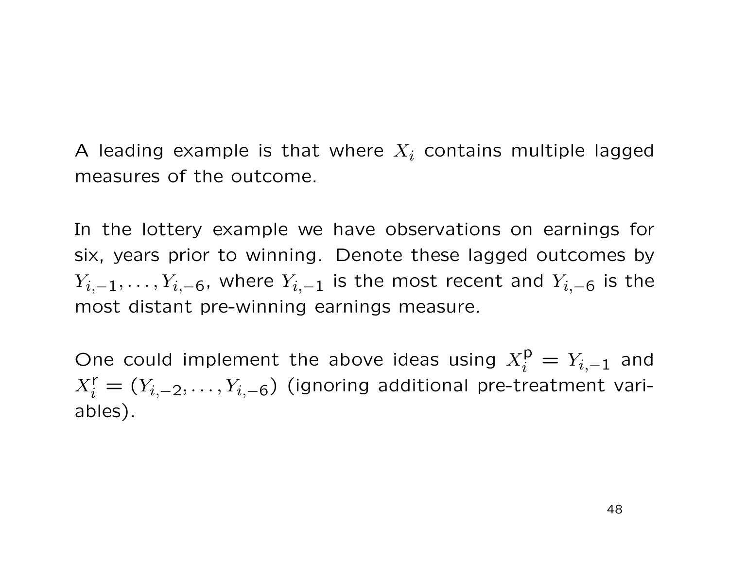A leading example is that where $X_i$ contains multiple lagged measures of the outcome.

In the lottery example we have observations on earnings for six, years prior to winning. Denote these lagged outcomes by $Y_{i,-1}, \ldots, Y_{i,-6}$, where $Y_{i,-1}$ is the most recent and $Y_{i,-6}$ is the most distant pre-winning earnings measure.

One could implement the above ideas using $X_i^{\text{p}} = Y_{i,-1}$ and $X_i^{\text{r}} = (Y_{i,-2}, \ldots, Y_{i,-6})$ (ignoring additional pre-treatment variables).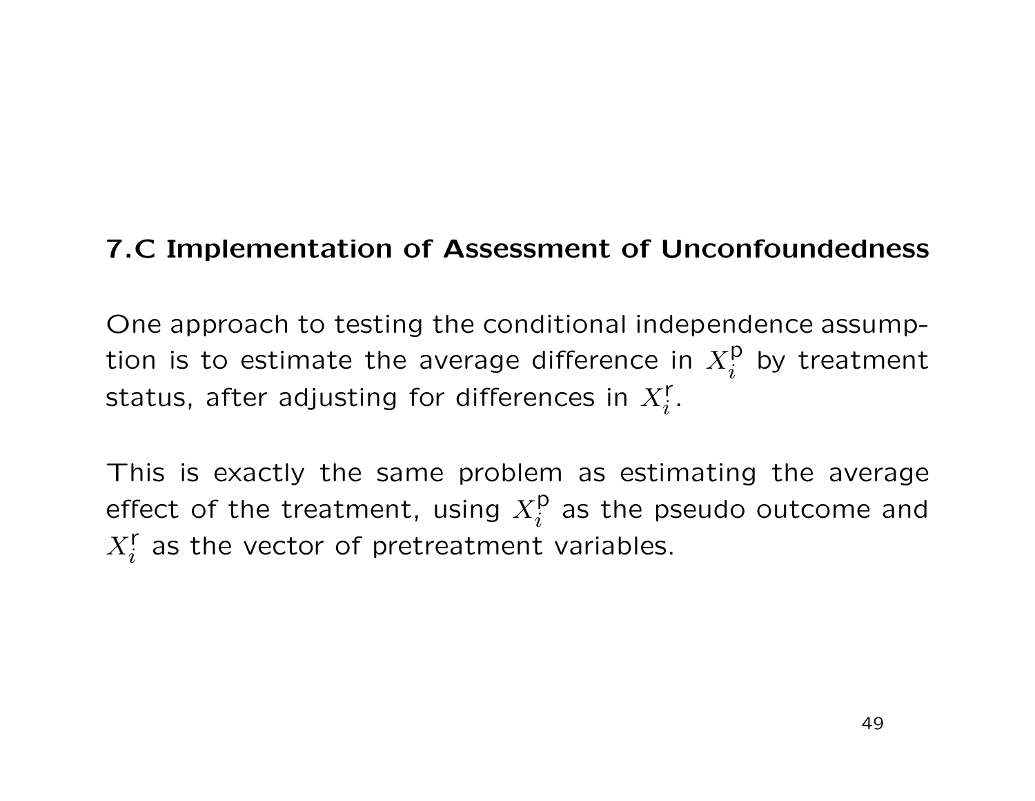## 7.C Implementation of Assessment of Unconfoundedness

One approach to testing the conditional independence assumption is to estimate the average difference in $X_i^{\mathsf{p}}$ by treatment status, after adjusting for differences in $X_i^{\mathsf{r}}$.

This is exactly the same problem as estimating the average effect of the treatment, using $X_i^{\mathsf{p}}$ as the pseudo outcome and $X_i^{\mathsf{r}}$ as the vector of pretreatment variables.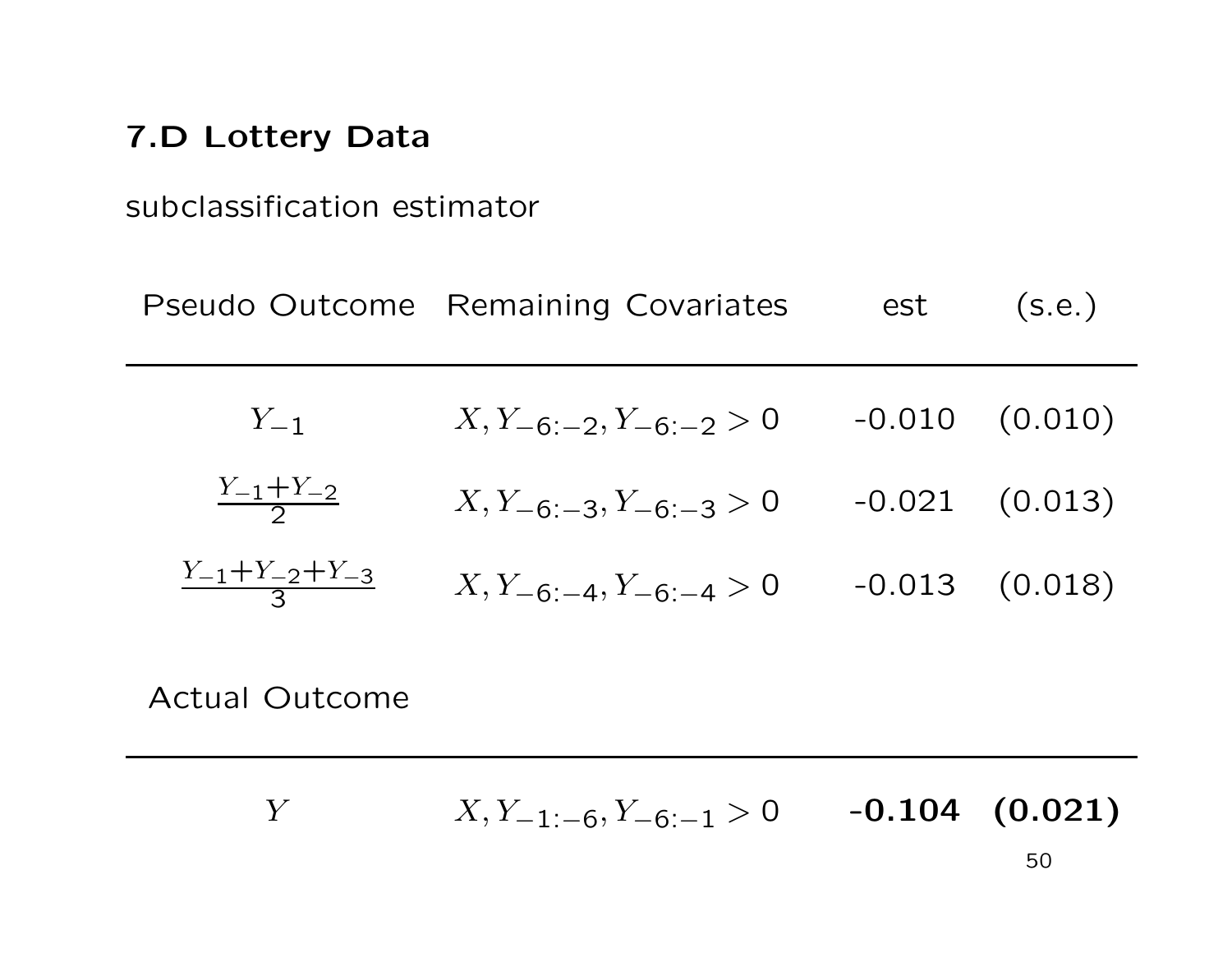## 7.D Lottery Data

subclassification estimator

| Pseudo Outcome | Remaining Covariates | est | (s.e.) |
|---|---|---|---|
| $Y_{-1}$ | $X, Y_{-6:-2}, Y_{-6:-2} > 0$ | -0.010 | (0.010) |
| $\frac{Y_{-1}+Y_{-2}}{2}$ | $X, Y_{-6:-3}, Y_{-6:-3} > 0$ | -0.021 | (0.013) |
| $\frac{Y_{-1}+Y_{-2}+Y_{-3}}{3}$ | $X, Y_{-6:-4}, Y_{-6:-4} > 0$ | -0.013 | (0.018) |

| Actual Outcome | | | |
|---|---|---|---|
| $Y$ | $X, Y_{-1:-6}, Y_{-6:-1} > 0$ | **-0.104** | **(0.021)** |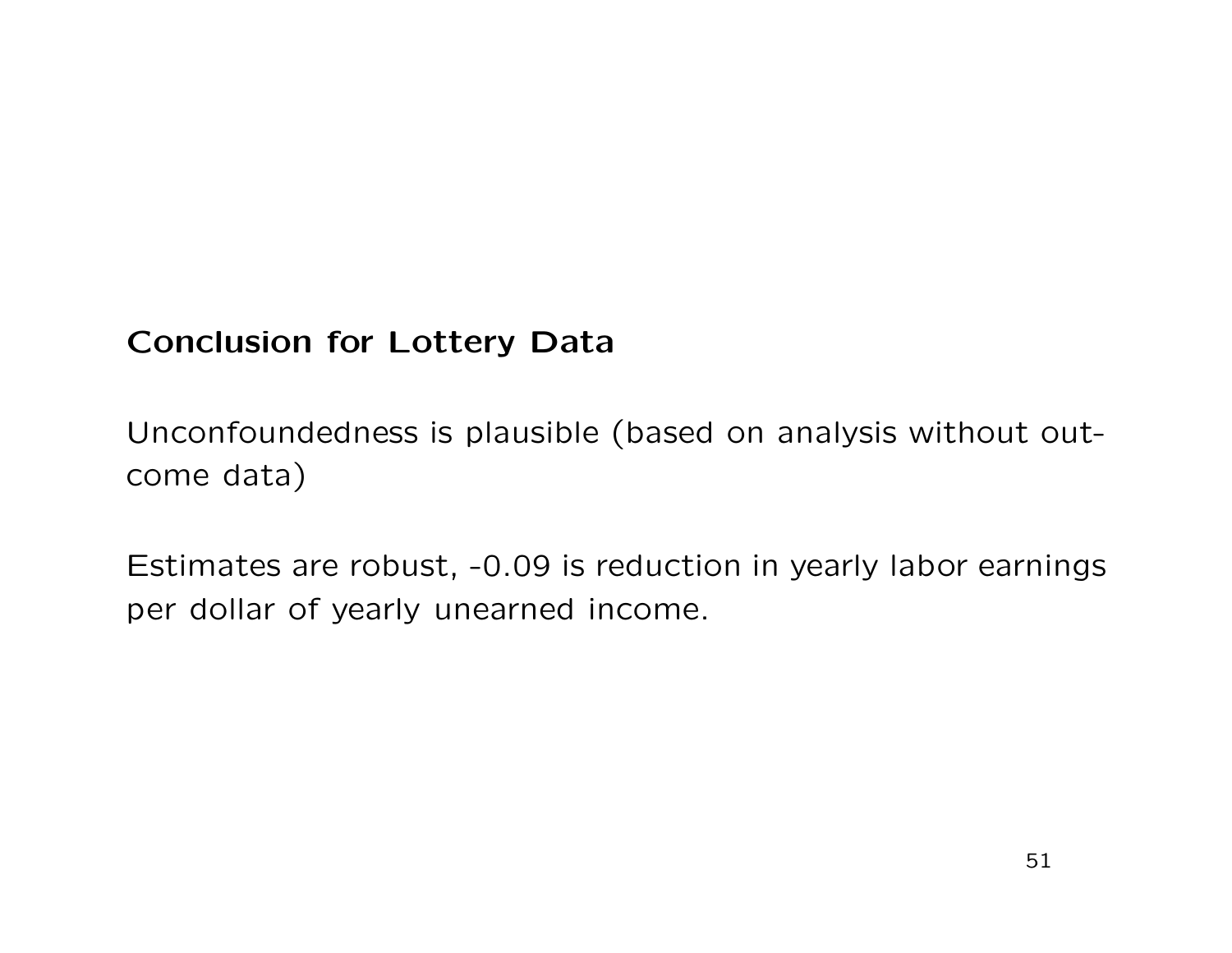## Conclusion for Lottery Data

Unconfoundedness is plausible (based on analysis without outcome data)

Estimates are robust, -0.09 is reduction in yearly labor earnings per dollar of yearly unearned income.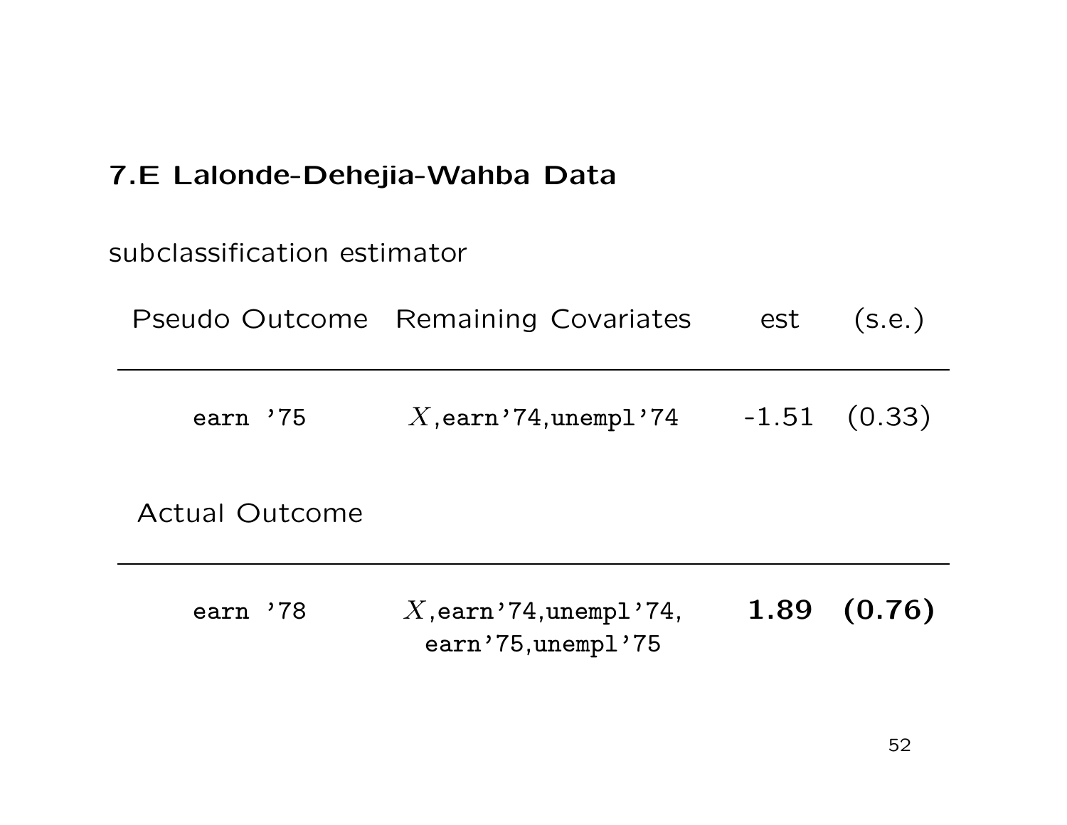### 7.E Lalonde-Dehejia-Wahba Data

subclassification estimator

| Pseudo Outcome | Remaining Covariates | est | (s.e.) |
|---|---|---|---|
| `earn '75` | $X$,`earn'74`,`unempl'74` | -1.51 | (0.33) |
| **Actual Outcome** | | | |
| `earn '78` | $X$,`earn'74`,`unempl'74`, `earn'75`,`unempl'75` | **1.89** | **(0.76)** |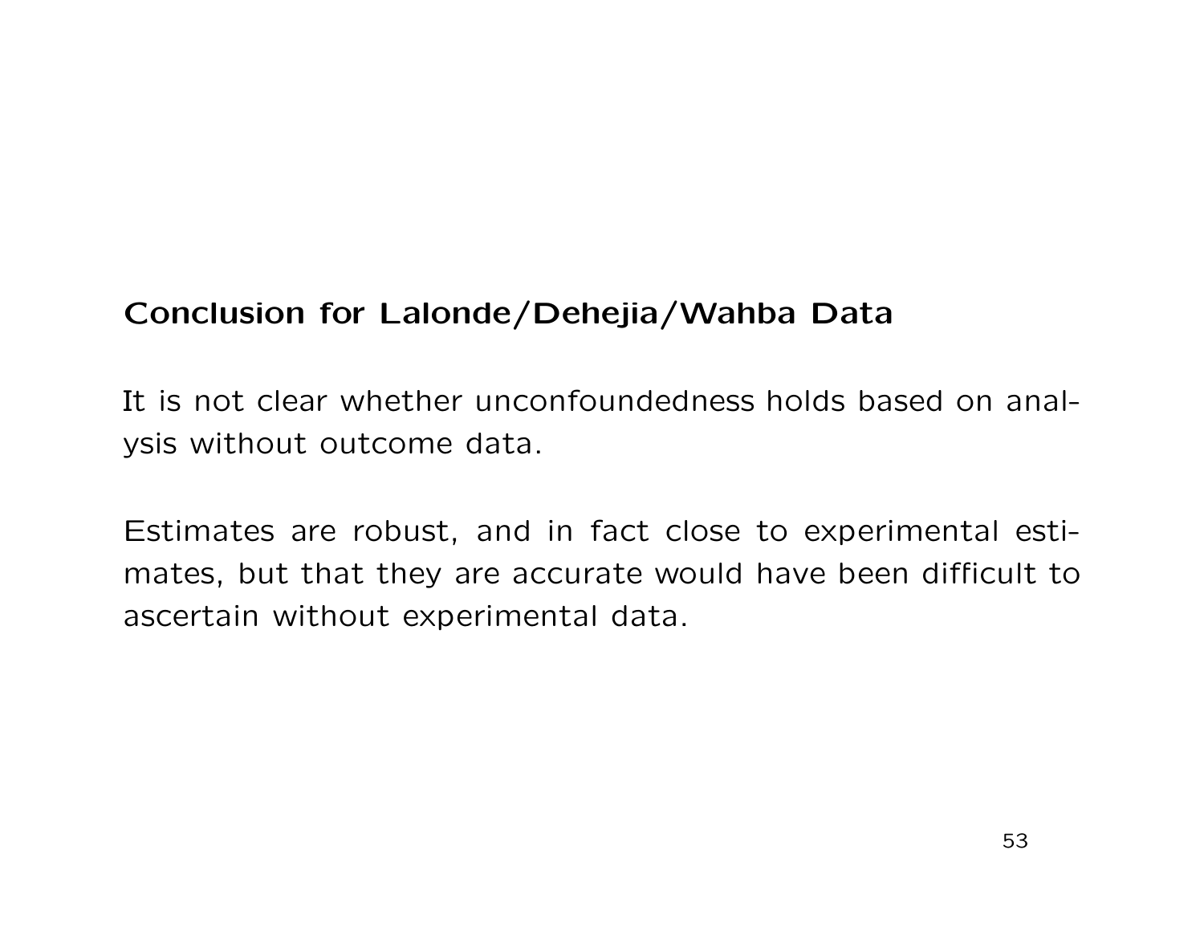## Conclusion for Lalonde/Dehejia/Wahba Data

It is not clear whether unconfoundedness holds based on analysis without outcome data.

Estimates are robust, and in fact close to experimental estimates, but that they are accurate would have been difficult to ascertain without experimental data.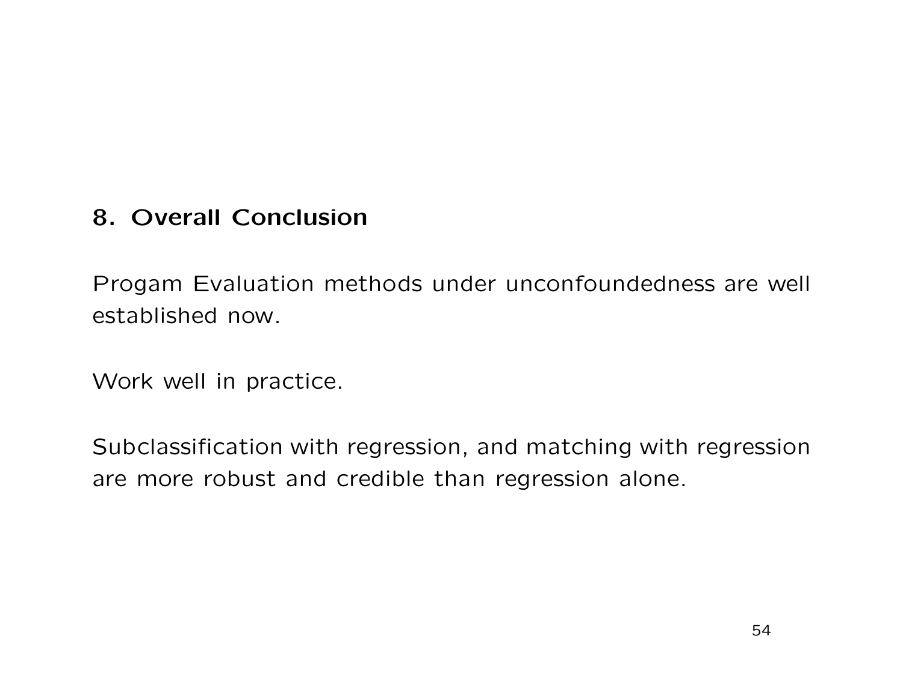## 8. Overall Conclusion

Progam Evaluation methods under unconfoundedness are well established now.

Work well in practice.

Subclassification with regression, and matching with regression are more robust and credible than regression alone.